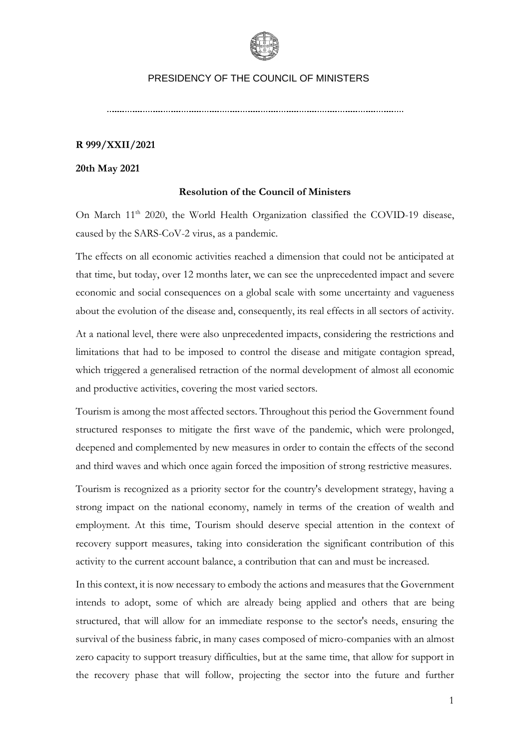PRESIDENCY OF THE COUNCIL OF MINISTERS

**R 999/XXII/2021**

**20th May 2021**

**Resolution of the Council of Ministers**

On March 11th 2020, the World Health Organization classified the COVID-19 disease, caused by the SARS-CoV-2 virus, as a pandemic.

The effects on all economic activities reached a dimension that could not be anticipated at that time, but today, over 12 months later, we can see the unprecedented impact and severe economic and social consequences on a global scale with some uncertainty and vagueness about the evolution of the disease and, consequently, its real effects in all sectors of activity.

At a national level, there were also unprecedented impacts, considering the restrictions and limitations that had to be imposed to control the disease and mitigate contagion spread, which triggered a generalised retraction of the normal development of almost all economic and productive activities, covering the most varied sectors.

Tourism is among the most affected sectors. Throughout this period the Government found structured responses to mitigate the first wave of the pandemic, which were prolonged, deepened and complemented by new measures in order to contain the effects of the second and third waves and which once again forced the imposition of strong restrictive measures.

Tourism is recognized as a priority sector for the country's development strategy, having a strong impact on the national economy, namely in terms of the creation of wealth and employment. At this time, Tourism should deserve special attention in the context of recovery support measures, taking into consideration the significant contribution of this activity to the current account balance, a contribution that can and must be increased.

In this context, it is now necessary to embody the actions and measures that the Government intends to adopt, some of which are already being applied and others that are being structured, that will allow for an immediate response to the sector's needs, ensuring the survival of the business fabric, in many cases composed of micro-companies with an almost zero capacity to support treasury difficulties, but at the same time, that allow for support in the recovery phase that will follow, projecting the sector into the future and further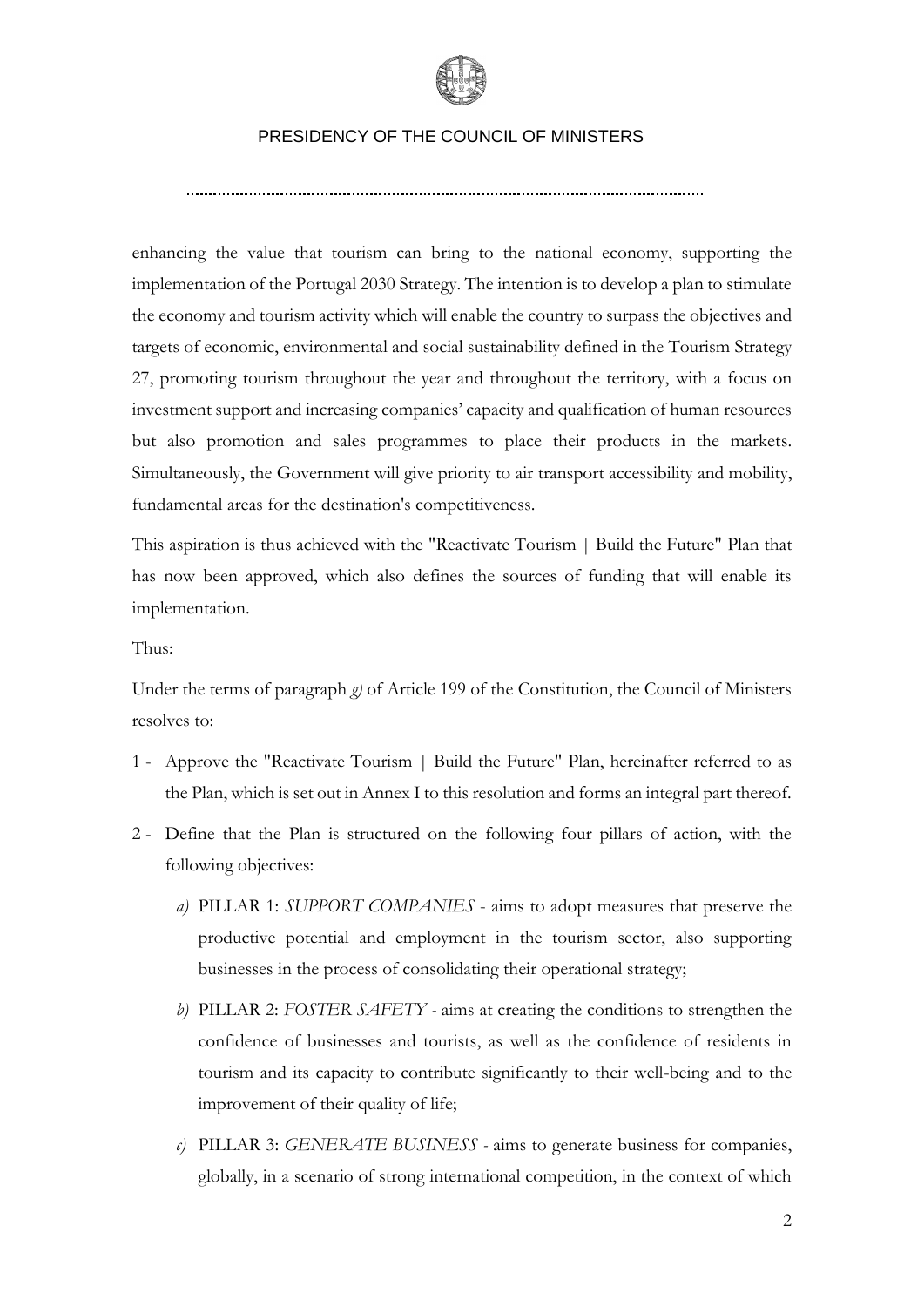enhancing the value that tourism can bring to the national economy, supporting the implementation of the Portugal 2030 Strategy. The intention is to develop a plan to stimulate the economy and tourism activity which will enable the country to surpass the objectives and targets of economic, environmental and social sustainability defined in the Tourism Strategy 27, promoting tourism throughout the year and throughout the territory, with a focus on investment support and increasing companies' capacity and qualification of human resources but also promotion and sales programmes to place their products in the markets. Simultaneously, the Government will give priority to air transport accessibility and mobility, fundamental areas for the destination's competitiveness.

This aspiration is thus achieved with the "Reactivate Tourism | Build the Future" Plan that has now been approved, which also defines the sources of funding that will enable its implementation.

Thus:

Under the terms of paragraph *g)* of Article 199 of the Constitution, the Council of Ministers resolves to:

1 - Approve the "Reactivate Tourism | Build the Future" Plan, hereinafter referred to as the Plan, which is set out in Annex I to this resolution and forms an integral part thereof.

2 - Define that the Plan is structured on the following four pillars of action, with the following objectives:

   *a)* PILLAR 1: *SUPPORT COMPANIES* - aims to adopt measures that preserve the productive potential and employment in the tourism sector, also supporting businesses in the process of consolidating their operational strategy;

   *b)* PILLAR 2: *FOSTER SAFETY* - aims at creating the conditions to strengthen the confidence of businesses and tourists, as well as the confidence of residents in tourism and its capacity to contribute significantly to their well-being and to the improvement of their quality of life;

   *c)* PILLAR 3: *GENERATE BUSINESS* - aims to generate business for companies, globally, in a scenario of strong international competition, in the context of which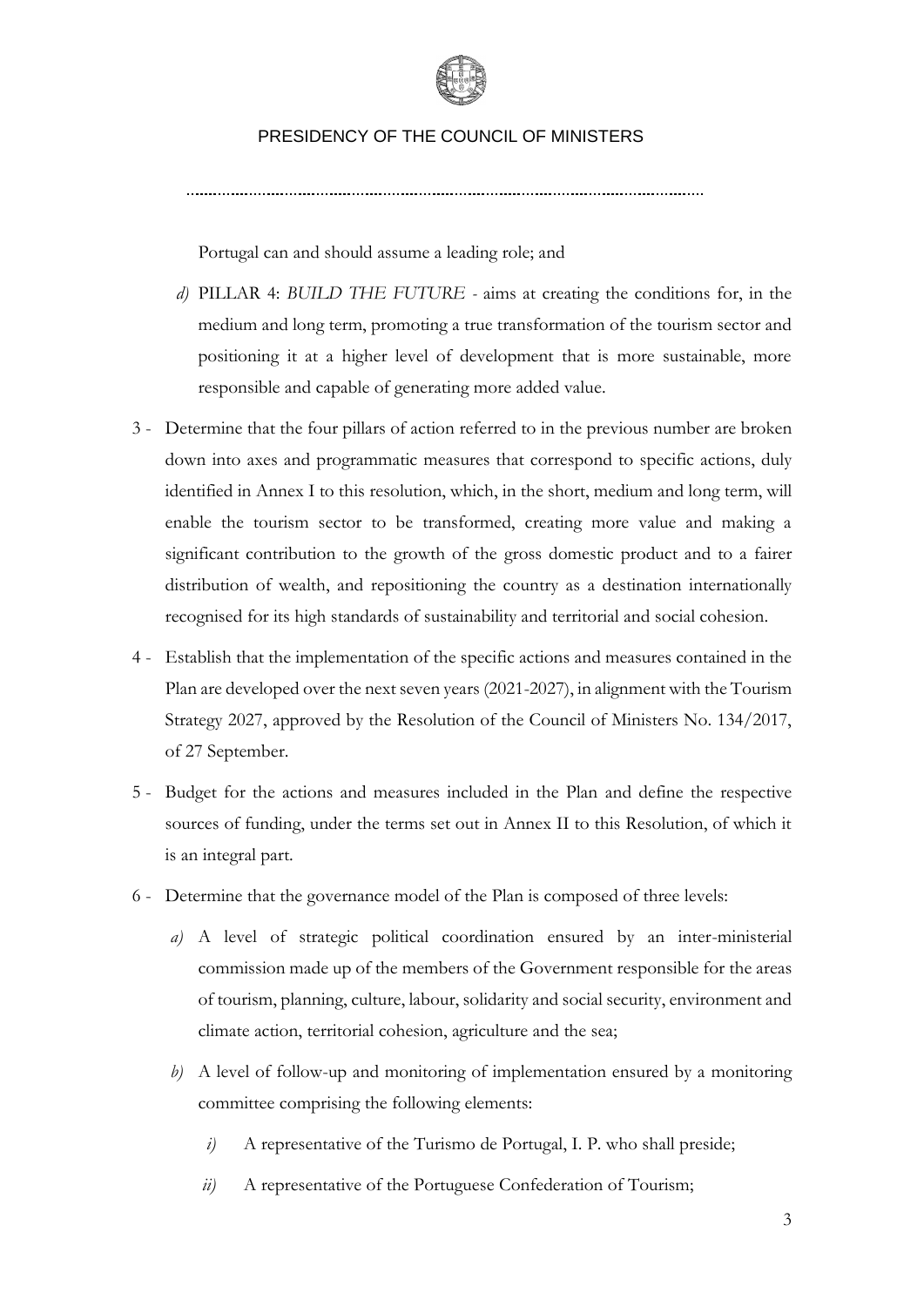Portugal can and should assume a leading role; and

*d)* PILLAR 4: *BUILD THE FUTURE* - aims at creating the conditions for, in the medium and long term, promoting a true transformation of the tourism sector and positioning it at a higher level of development that is more sustainable, more responsible and capable of generating more added value.

3 - Determine that the four pillars of action referred to in the previous number are broken down into axes and programmatic measures that correspond to specific actions, duly identified in Annex I to this resolution, which, in the short, medium and long term, will enable the tourism sector to be transformed, creating more value and making a significant contribution to the growth of the gross domestic product and to a fairer distribution of wealth, and repositioning the country as a destination internationally recognised for its high standards of sustainability and territorial and social cohesion.

4 - Establish that the implementation of the specific actions and measures contained in the Plan are developed over the next seven years (2021-2027), in alignment with the Tourism Strategy 2027, approved by the Resolution of the Council of Ministers No. 134/2017, of 27 September.

5 - Budget for the actions and measures included in the Plan and define the respective sources of funding, under the terms set out in Annex II to this Resolution, of which it is an integral part.

6 - Determine that the governance model of the Plan is composed of three levels:

*a)* A level of strategic political coordination ensured by an inter-ministerial commission made up of the members of the Government responsible for the areas of tourism, planning, culture, labour, solidarity and social security, environment and climate action, territorial cohesion, agriculture and the sea;

*b)* A level of follow-up and monitoring of implementation ensured by a monitoring committee comprising the following elements:

*i)* A representative of the Turismo de Portugal, I. P. who shall preside;

*ii)* A representative of the Portuguese Confederation of Tourism;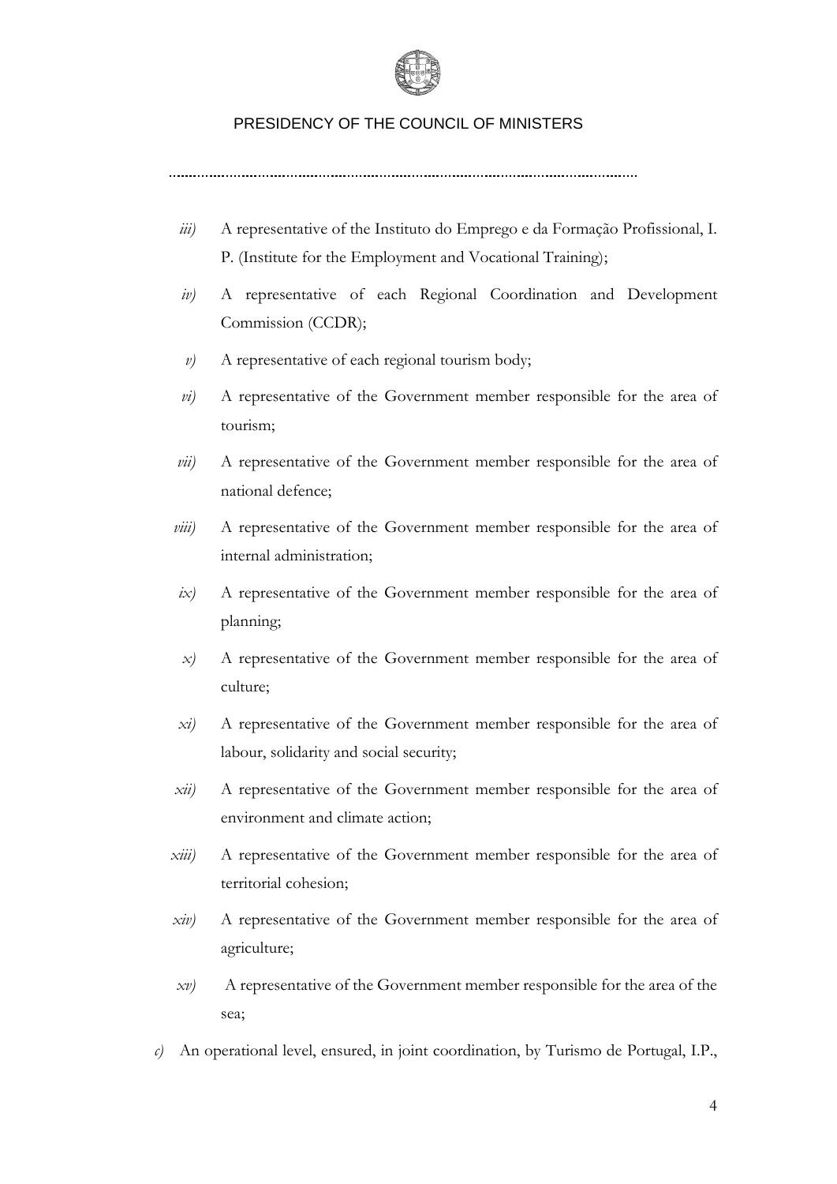*iii)* A representative of the Instituto do Emprego e da Formação Profissional, I. P. (Institute for the Employment and Vocational Training);

*iv)* A representative of each Regional Coordination and Development Commission (CCDR);

*v)* A representative of each regional tourism body;

*vi)* A representative of the Government member responsible for the area of tourism;

*vii)* A representative of the Government member responsible for the area of national defence;

*viii)* A representative of the Government member responsible for the area of internal administration;

*ix)* A representative of the Government member responsible for the area of planning;

*x)* A representative of the Government member responsible for the area of culture;

*xi)* A representative of the Government member responsible for the area of labour, solidarity and social security;

*xii)* A representative of the Government member responsible for the area of environment and climate action;

*xiii)* A representative of the Government member responsible for the area of territorial cohesion;

*xiv)* A representative of the Government member responsible for the area of agriculture;

*xv)* A representative of the Government member responsible for the area of the sea;

*c)* An operational level, ensured, in joint coordination, by Turismo de Portugal, I.P.,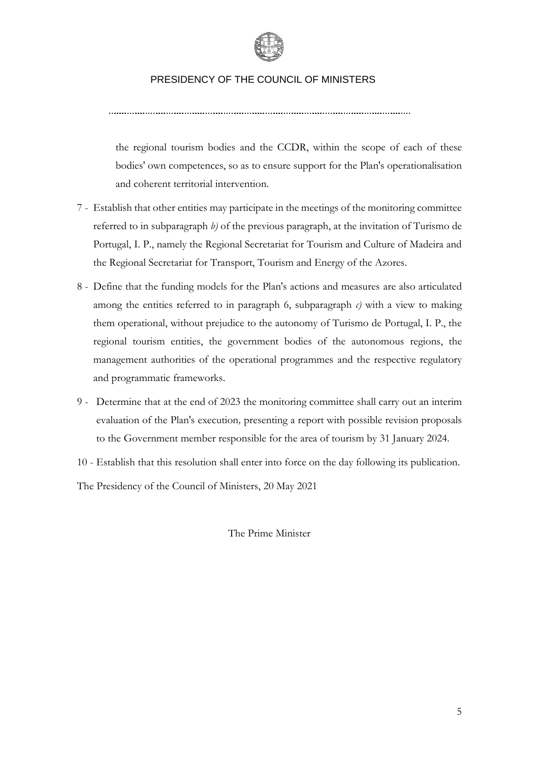the regional tourism bodies and the CCDR, within the scope of each of these bodies' own competences, so as to ensure support for the Plan's operationalisation and coherent territorial intervention.

7 - Establish that other entities may participate in the meetings of the monitoring committee referred to in subparagraph *b)* of the previous paragraph, at the invitation of Turismo de Portugal, I. P., namely the Regional Secretariat for Tourism and Culture of Madeira and the Regional Secretariat for Transport, Tourism and Energy of the Azores.

8 - Define that the funding models for the Plan's actions and measures are also articulated among the entities referred to in paragraph 6, subparagraph *c)* with a view to making them operational, without prejudice to the autonomy of Turismo de Portugal, I. P., the regional tourism entities, the government bodies of the autonomous regions, the management authorities of the operational programmes and the respective regulatory and programmatic frameworks.

9 - Determine that at the end of 2023 the monitoring committee shall carry out an interim evaluation of the Plan's execution, presenting a report with possible revision proposals to the Government member responsible for the area of tourism by 31 January 2024.

10 - Establish that this resolution shall enter into force on the day following its publication.

The Presidency of the Council of Ministers, 20 May 2021

The Prime Minister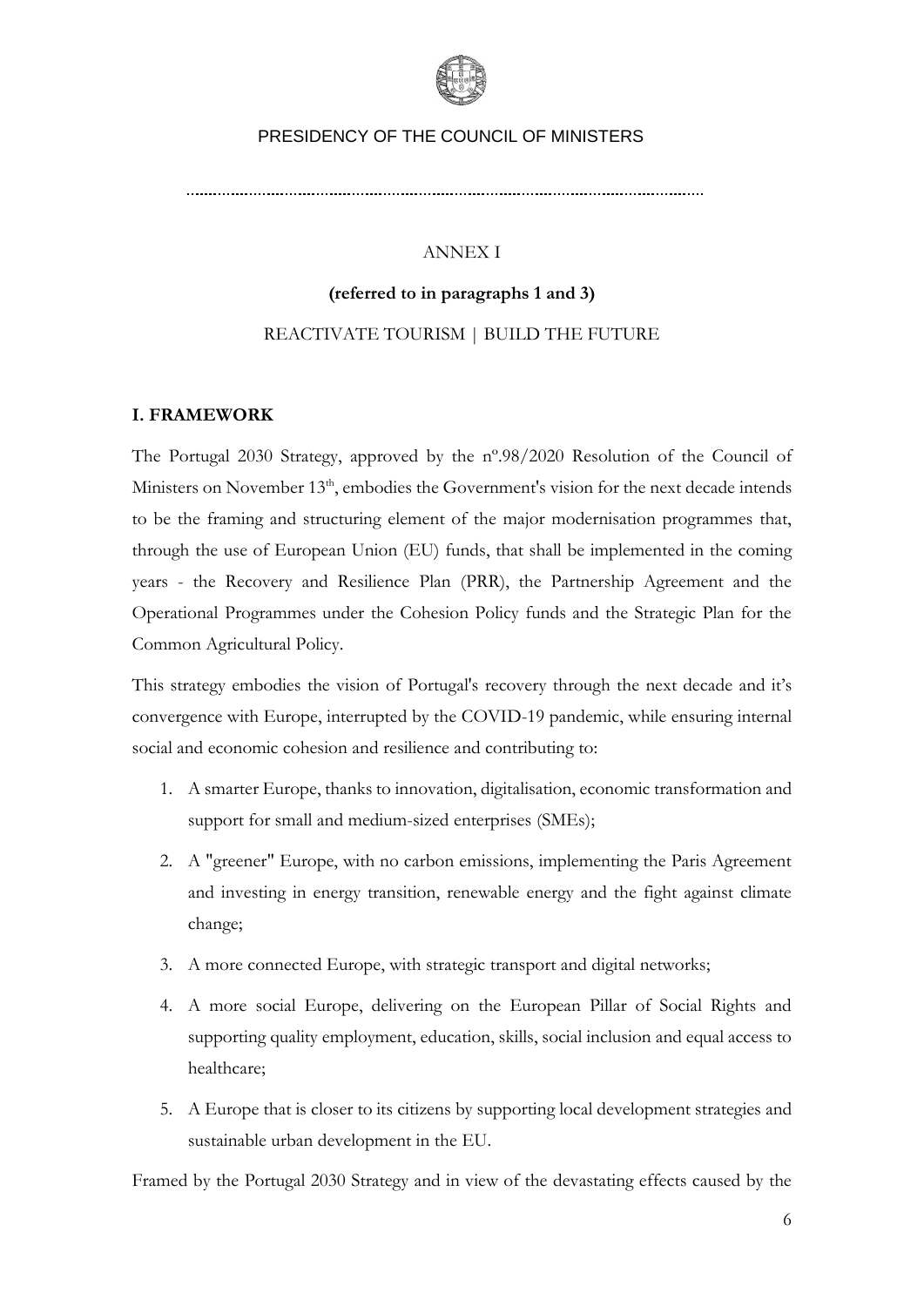PRESIDENCY OF THE COUNCIL OF MINISTERS

ANNEX I

**(referred to in paragraphs 1 and 3)**

REACTIVATE TOURISM | BUILD THE FUTURE

## I. FRAMEWORK

The Portugal 2030 Strategy, approved by the nº.98/2020 Resolution of the Council of Ministers on November 13th, embodies the Government's vision for the next decade intends to be the framing and structuring element of the major modernisation programmes that, through the use of European Union (EU) funds, that shall be implemented in the coming years - the Recovery and Resilience Plan (PRR), the Partnership Agreement and the Operational Programmes under the Cohesion Policy funds and the Strategic Plan for the Common Agricultural Policy.

This strategy embodies the vision of Portugal's recovery through the next decade and it's convergence with Europe, interrupted by the COVID-19 pandemic, while ensuring internal social and economic cohesion and resilience and contributing to:

1. A smarter Europe, thanks to innovation, digitalisation, economic transformation and support for small and medium-sized enterprises (SMEs);
2. A "greener" Europe, with no carbon emissions, implementing the Paris Agreement and investing in energy transition, renewable energy and the fight against climate change;
3. A more connected Europe, with strategic transport and digital networks;
4. A more social Europe, delivering on the European Pillar of Social Rights and supporting quality employment, education, skills, social inclusion and equal access to healthcare;
5. A Europe that is closer to its citizens by supporting local development strategies and sustainable urban development in the EU.

Framed by the Portugal 2030 Strategy and in view of the devastating effects caused by the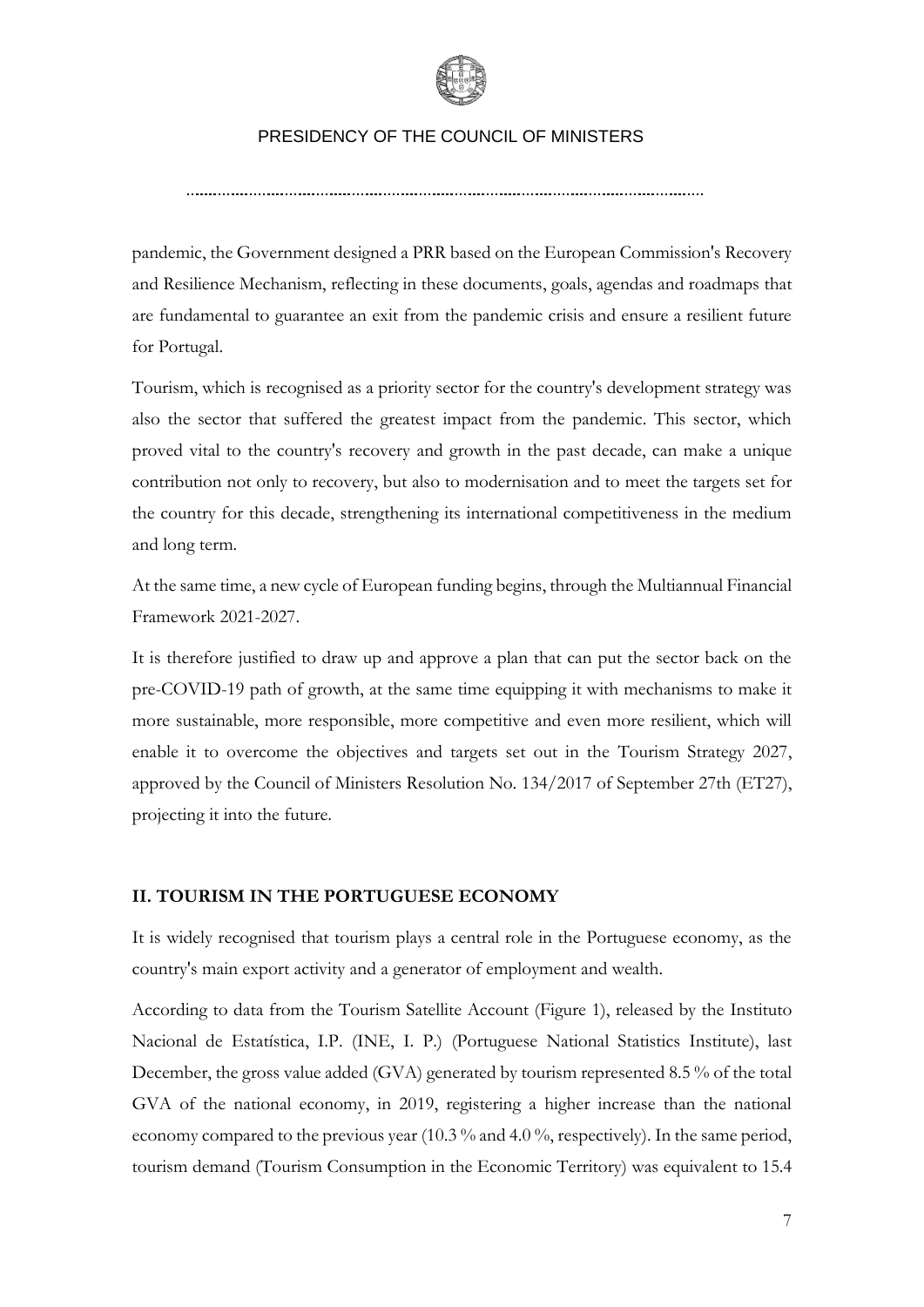pandemic, the Government designed a PRR based on the European Commission's Recovery and Resilience Mechanism, reflecting in these documents, goals, agendas and roadmaps that are fundamental to guarantee an exit from the pandemic crisis and ensure a resilient future for Portugal.

Tourism, which is recognised as a priority sector for the country's development strategy was also the sector that suffered the greatest impact from the pandemic. This sector, which proved vital to the country's recovery and growth in the past decade, can make a unique contribution not only to recovery, but also to modernisation and to meet the targets set for the country for this decade, strengthening its international competitiveness in the medium and long term.

At the same time, a new cycle of European funding begins, through the Multiannual Financial Framework 2021-2027.

It is therefore justified to draw up and approve a plan that can put the sector back on the pre-COVID-19 path of growth, at the same time equipping it with mechanisms to make it more sustainable, more responsible, more competitive and even more resilient, which will enable it to overcome the objectives and targets set out in the Tourism Strategy 2027, approved by the Council of Ministers Resolution No. 134/2017 of September 27th (ET27), projecting it into the future.

## II. TOURISM IN THE PORTUGUESE ECONOMY

It is widely recognised that tourism plays a central role in the Portuguese economy, as the country's main export activity and a generator of employment and wealth.

According to data from the Tourism Satellite Account (Figure 1), released by the Instituto Nacional de Estatística, I.P. (INE, I. P.) (Portuguese National Statistics Institute), last December, the gross value added (GVA) generated by tourism represented 8.5 % of the total GVA of the national economy, in 2019, registering a higher increase than the national economy compared to the previous year (10.3 % and 4.0 %, respectively). In the same period, tourism demand (Tourism Consumption in the Economic Territory) was equivalent to 15.4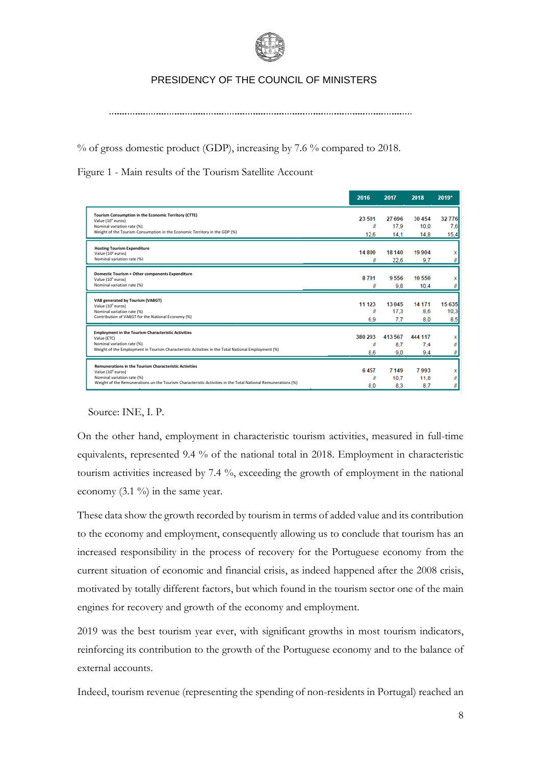% of gross domestic product (GDP), increasing by 7.6 % compared to 2018.

Figure 1 - Main results of the Tourism Satellite Account

| | 2016 | 2017 | 2018 | 2019* |
|---|---|---|---|---|
| **Tourism Consumption in the Economic Territory (CTTE)** | | | | |
| Value ($10^6$ euros) | 23 501 | 27 696 | 30 454 | 32 776 |
| Nominal variation rate (%) | // | 17,9 | 10,0 | 7,6 |
| Weight of the Tourism Consumption in the Economic Territory in the GDP (%) | 12,6 | 14,1 | 14,8 | 15,4 |
| **Hosting Tourism Expenditure** | | | | |
| Value ($10^6$ euros) | 14 800 | 18 140 | 19 904 | x |
| Nominal variation rate (%) | // | 22,6 | 9,7 | // |
| **Domestic Tourism + Other components Expenditure** | | | | |
| Value ($10^6$ euros) | 8 701 | 9 556 | 10 550 | x |
| Nominal variation rate (%) | // | 9,8 | 10,4 | // |
| **VAB generated by Tourism (VABGT)** | | | | |
| Value ($10^6$ euros) | 11 123 | 13 045 | 14 171 | 15 635 |
| Nominal variation rate (%) | // | 17,3 | 8,6 | 10,3 |
| Contribution of VABGT for the National Economy (%) | 6,9 | 7,7 | 8,0 | 8,5 |
| **Employment in the Tourism Characteristic Activities** | | | | |
| Value (ETC) | 380 293 | 413 567 | 444 117 | x |
| Nominal variation rate (%) | // | 8,7 | 7,4 | // |
| Weight of the Employment in Tourism Characteristic Activities in the Total National Employment (%) | 8,6 | 9,0 | 9,4 | // |
| **Remunerations in the Tourism Characteristic Activities** | | | | |
| Value ($10^6$ euros) | 6 457 | 7 149 | 7 993 | x |
| Nominal variation rate (%) | // | 10,7 | 11,8 | // |
| Weight of the Remunerations un the Tourism Characteristic Activities in the Total National Remunerations (%) | 8,0 | 8,3 | 8,7 | // |

Source: INE, I. P.

On the other hand, employment in characteristic tourism activities, measured in full-time equivalents, represented 9.4 % of the national total in 2018. Employment in characteristic tourism activities increased by 7.4 %, exceeding the growth of employment in the national economy (3.1 %) in the same year.

These data show the growth recorded by tourism in terms of added value and its contribution to the economy and employment, consequently allowing us to conclude that tourism has an increased responsibility in the process of recovery for the Portuguese economy from the current situation of economic and financial crisis, as indeed happened after the 2008 crisis, motivated by totally different factors, but which found in the tourism sector one of the main engines for recovery and growth of the economy and employment.

2019 was the best tourism year ever, with significant growths in most tourism indicators, reinforcing its contribution to the growth of the Portuguese economy and to the balance of external accounts.

Indeed, tourism revenue (representing the spending of non-residents in Portugal) reached an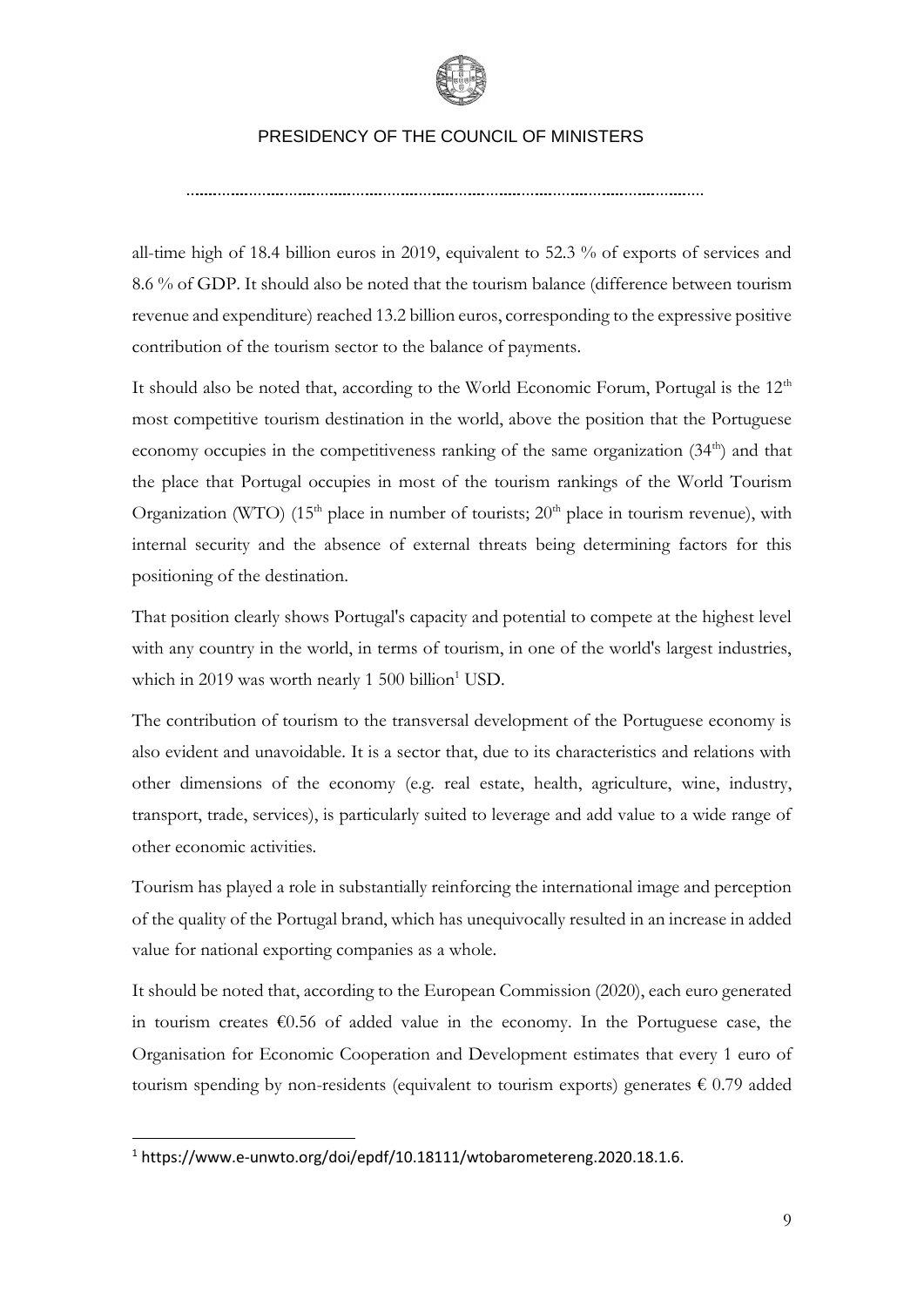all-time high of 18.4 billion euros in 2019, equivalent to 52.3 % of exports of services and 8.6 % of GDP. It should also be noted that the tourism balance (difference between tourism revenue and expenditure) reached 13.2 billion euros, corresponding to the expressive positive contribution of the tourism sector to the balance of payments.

It should also be noted that, according to the World Economic Forum, Portugal is the 12th most competitive tourism destination in the world, above the position that the Portuguese economy occupies in the competitiveness ranking of the same organization (34th) and that the place that Portugal occupies in most of the tourism rankings of the World Tourism Organization (WTO) (15th place in number of tourists; 20th place in tourism revenue), with internal security and the absence of external threats being determining factors for this positioning of the destination.

That position clearly shows Portugal's capacity and potential to compete at the highest level with any country in the world, in terms of tourism, in one of the world's largest industries, which in 2019 was worth nearly 1 500 billion[1] USD.

The contribution of tourism to the transversal development of the Portuguese economy is also evident and unavoidable. It is a sector that, due to its characteristics and relations with other dimensions of the economy (e.g. real estate, health, agriculture, wine, industry, transport, trade, services), is particularly suited to leverage and add value to a wide range of other economic activities.

Tourism has played a role in substantially reinforcing the international image and perception of the quality of the Portugal brand, which has unequivocally resulted in an increase in added value for national exporting companies as a whole.

It should be noted that, according to the European Commission (2020), each euro generated in tourism creates €0.56 of added value in the economy. In the Portuguese case, the Organisation for Economic Cooperation and Development estimates that every 1 euro of tourism spending by non-residents (equivalent to tourism exports) generates € 0.79 added

[1] https://www.e-unwto.org/doi/epdf/10.18111/wtobarometereng.2020.18.1.6.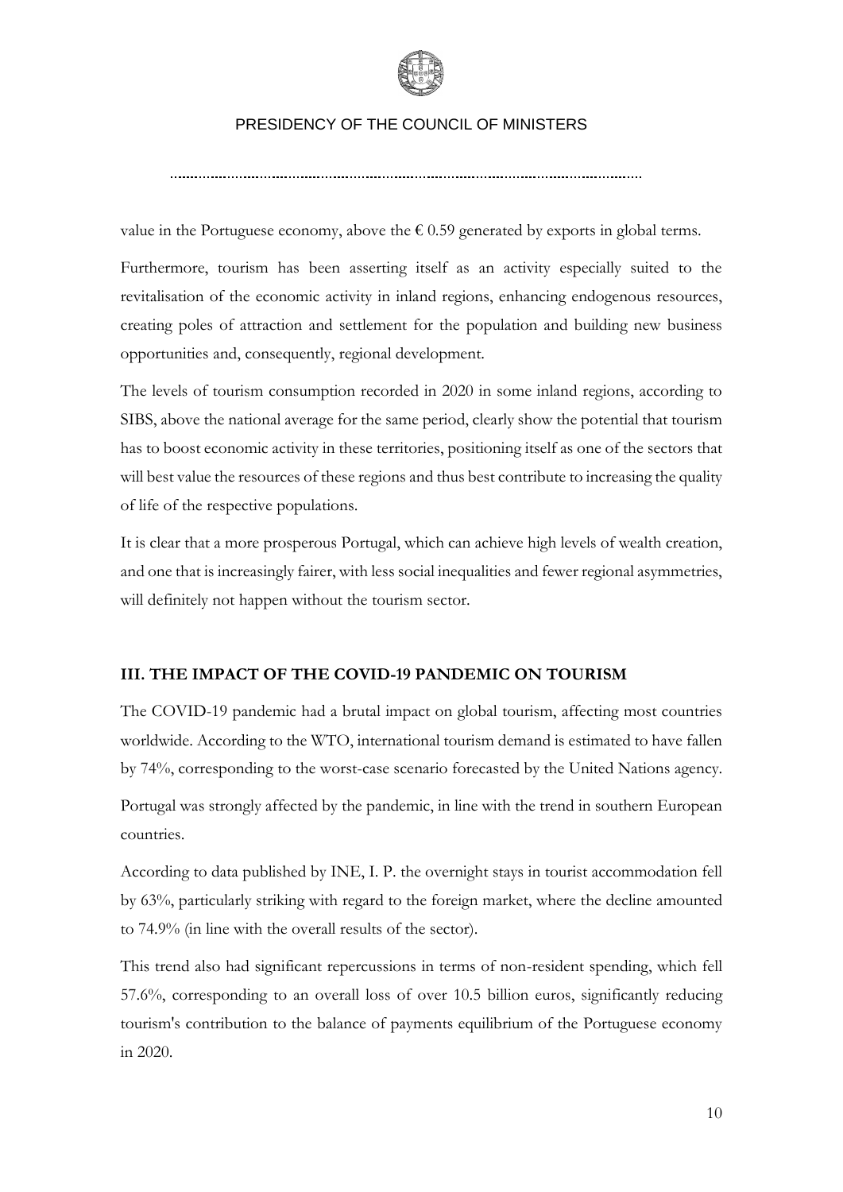value in the Portuguese economy, above the € 0.59 generated by exports in global terms.

Furthermore, tourism has been asserting itself as an activity especially suited to the revitalisation of the economic activity in inland regions, enhancing endogenous resources, creating poles of attraction and settlement for the population and building new business opportunities and, consequently, regional development.

The levels of tourism consumption recorded in 2020 in some inland regions, according to SIBS, above the national average for the same period, clearly show the potential that tourism has to boost economic activity in these territories, positioning itself as one of the sectors that will best value the resources of these regions and thus best contribute to increasing the quality of life of the respective populations.

It is clear that a more prosperous Portugal, which can achieve high levels of wealth creation, and one that is increasingly fairer, with less social inequalities and fewer regional asymmetries, will definitely not happen without the tourism sector.

## III. THE IMPACT OF THE COVID-19 PANDEMIC ON TOURISM

The COVID-19 pandemic had a brutal impact on global tourism, affecting most countries worldwide. According to the WTO, international tourism demand is estimated to have fallen by 74%, corresponding to the worst-case scenario forecasted by the United Nations agency.

Portugal was strongly affected by the pandemic, in line with the trend in southern European countries.

According to data published by INE, I. P. the overnight stays in tourist accommodation fell by 63%, particularly striking with regard to the foreign market, where the decline amounted to 74.9% (in line with the overall results of the sector).

This trend also had significant repercussions in terms of non-resident spending, which fell 57.6%, corresponding to an overall loss of over 10.5 billion euros, significantly reducing tourism's contribution to the balance of payments equilibrium of the Portuguese economy in 2020.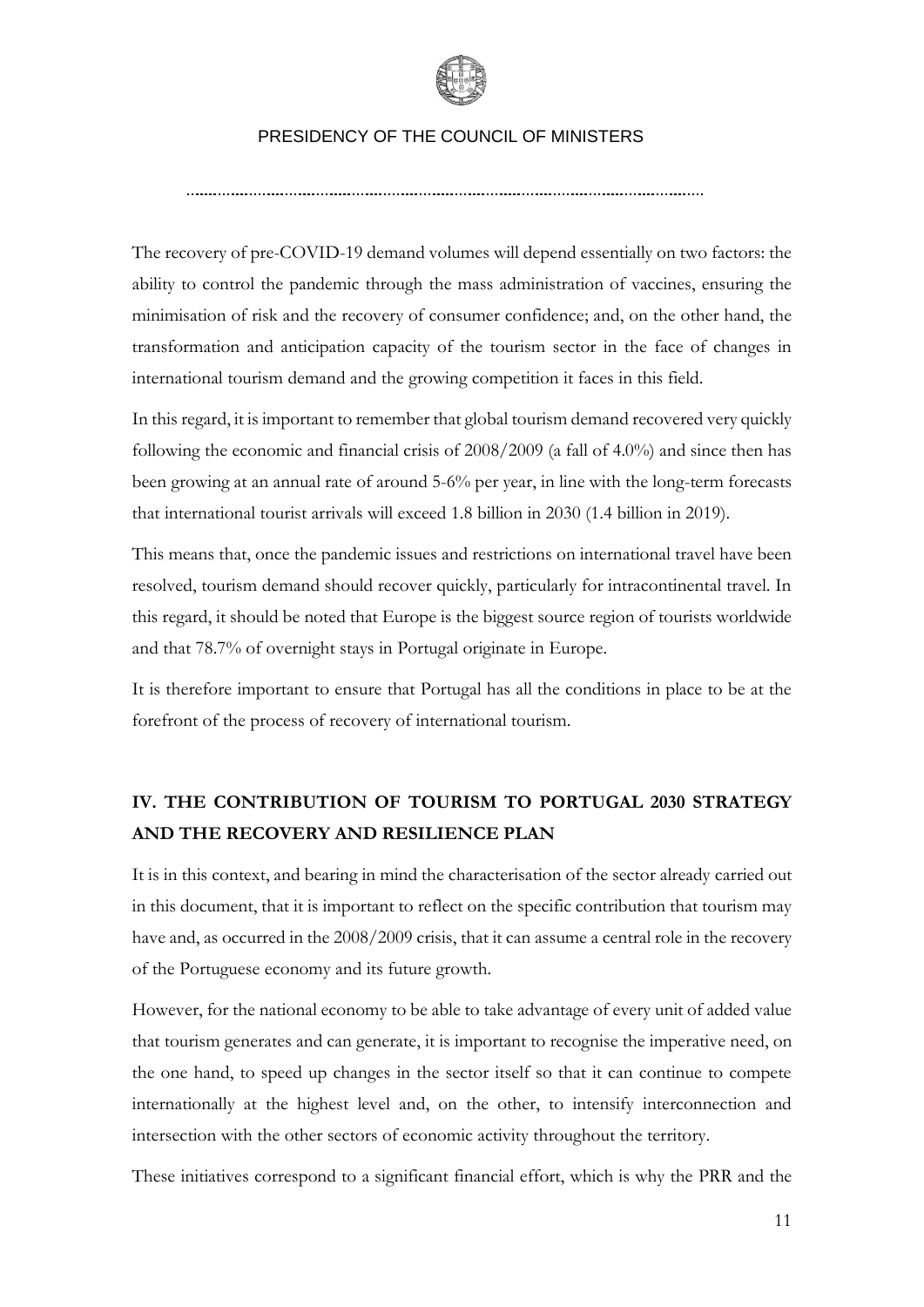The recovery of pre-COVID-19 demand volumes will depend essentially on two factors: the ability to control the pandemic through the mass administration of vaccines, ensuring the minimisation of risk and the recovery of consumer confidence; and, on the other hand, the transformation and anticipation capacity of the tourism sector in the face of changes in international tourism demand and the growing competition it faces in this field.

In this regard, it is important to remember that global tourism demand recovered very quickly following the economic and financial crisis of 2008/2009 (a fall of 4.0%) and since then has been growing at an annual rate of around 5-6% per year, in line with the long-term forecasts that international tourist arrivals will exceed 1.8 billion in 2030 (1.4 billion in 2019).

This means that, once the pandemic issues and restrictions on international travel have been resolved, tourism demand should recover quickly, particularly for intracontinental travel. In this regard, it should be noted that Europe is the biggest source region of tourists worldwide and that 78.7% of overnight stays in Portugal originate in Europe.

It is therefore important to ensure that Portugal has all the conditions in place to be at the forefront of the process of recovery of international tourism.

## IV. THE CONTRIBUTION OF TOURISM TO PORTUGAL 2030 STRATEGY AND THE RECOVERY AND RESILIENCE PLAN

It is in this context, and bearing in mind the characterisation of the sector already carried out in this document, that it is important to reflect on the specific contribution that tourism may have and, as occurred in the 2008/2009 crisis, that it can assume a central role in the recovery of the Portuguese economy and its future growth.

However, for the national economy to be able to take advantage of every unit of added value that tourism generates and can generate, it is important to recognise the imperative need, on the one hand, to speed up changes in the sector itself so that it can continue to compete internationally at the highest level and, on the other, to intensify interconnection and intersection with the other sectors of economic activity throughout the territory.

These initiatives correspond to a significant financial effort, which is why the PRR and the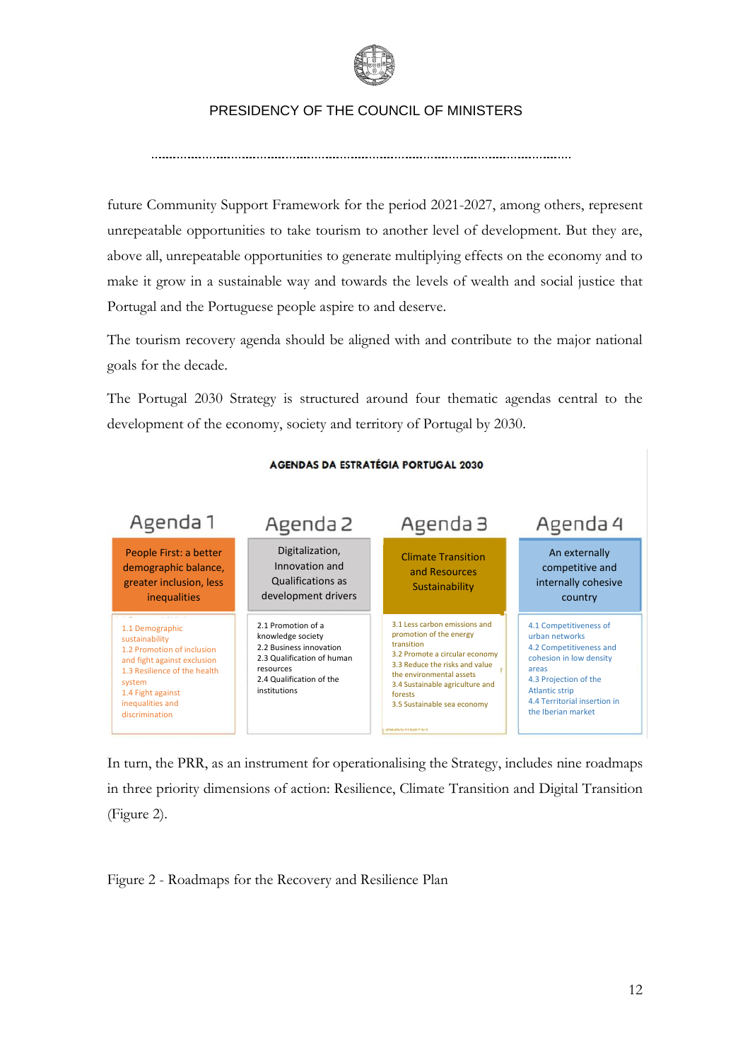future Community Support Framework for the period 2021-2027, among others, represent unrepeatable opportunities to take tourism to another level of development. But they are, above all, unrepeatable opportunities to generate multiplying effects on the economy and to make it grow in a sustainable way and towards the levels of wealth and social justice that Portugal and the Portuguese people aspire to and deserve.

The tourism recovery agenda should be aligned with and contribute to the major national goals for the decade.

The Portugal 2030 Strategy is structured around four thematic agendas central to the development of the economy, society and territory of Portugal by 2030.

**AGENDAS DA ESTRATÉGIA PORTUGAL 2030**

| Agenda 1 | Agenda 2 | Agenda 3 | Agenda 4 |
|---|---|---|---|
| People First: a better demographic balance, greater inclusion, less inequalities | Digitalization, Innovation and Qualifications as development drivers | Climate Transition and Resources Sustainability | An externally competitive and internally cohesive country |
| 1.1 Demographic sustainability<br>1.2 Promotion of inclusion and fight against exclusion<br>1.3 Resilience of the health system<br>1.4 Fight against inequalities and discrimination | 2.1 Promotion of a knowledge society<br>2.2 Business innovation<br>2.3 Qualification of human resources<br>2.4 Qualification of the institutions | 3.1 Less carbon emissions and promotion of the energy transition<br>3.2 Promote a circular economy<br>3.3 Reduce the risks and value the environmental assets<br>3.4 Sustainable agriculture and forests<br>3.5 Sustainable sea economy | 4.1 Competitiveness of urban networks<br>4.2 Competitiveness and cohesion in low density areas<br>4.3 Projection of the Atlantic strip<br>4.4 Territorial insertion in the Iberian market |

In turn, the PRR, as an instrument for operationalising the Strategy, includes nine roadmaps in three priority dimensions of action: Resilience, Climate Transition and Digital Transition (Figure 2).

Figure 2 - Roadmaps for the Recovery and Resilience Plan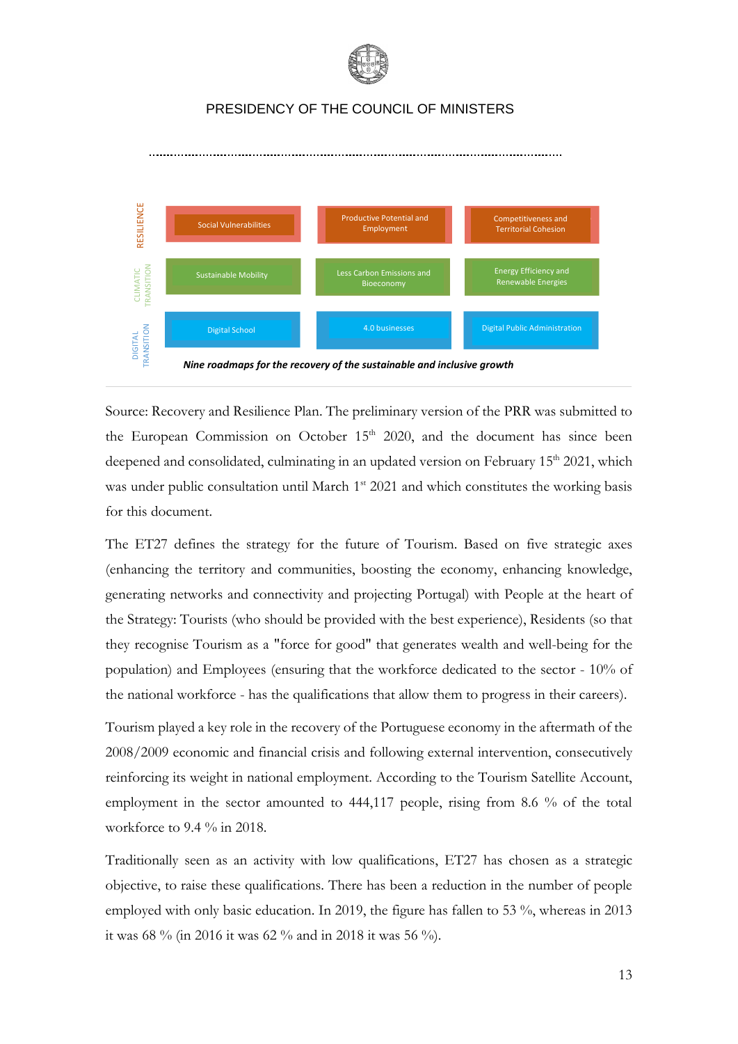| | | | |
|---|---|---|---|
| RESILIENCE | Social Vulnerabilities | Productive Potential and Employment | Competitiveness and Territorial Cohesion |
| CLIMATIC TRANSITION | Sustainable Mobility | Less Carbon Emissions and Bioeconomy | Energy Efficiency and Renewable Energies |
| DIGITAL TRANSITION | Digital School | 4.0 businesses | Digital Public Administration |

***Nine roadmaps for the recovery of the sustainable and inclusive growth***

Source: Recovery and Resilience Plan. The preliminary version of the PRR was submitted to the European Commission on October 15th 2020, and the document has since been deepened and consolidated, culminating in an updated version on February 15th 2021, which was under public consultation until March 1st 2021 and which constitutes the working basis for this document.

The ET27 defines the strategy for the future of Tourism. Based on five strategic axes (enhancing the territory and communities, boosting the economy, enhancing knowledge, generating networks and connectivity and projecting Portugal) with People at the heart of the Strategy: Tourists (who should be provided with the best experience), Residents (so that they recognise Tourism as a "force for good" that generates wealth and well-being for the population) and Employees (ensuring that the workforce dedicated to the sector - 10% of the national workforce - has the qualifications that allow them to progress in their careers).

Tourism played a key role in the recovery of the Portuguese economy in the aftermath of the 2008/2009 economic and financial crisis and following external intervention, consecutively reinforcing its weight in national employment. According to the Tourism Satellite Account, employment in the sector amounted to 444,117 people, rising from 8.6 % of the total workforce to 9.4 % in 2018.

Traditionally seen as an activity with low qualifications, ET27 has chosen as a strategic objective, to raise these qualifications. There has been a reduction in the number of people employed with only basic education. In 2019, the figure has fallen to 53 %, whereas in 2013 it was 68 % (in 2016 it was 62 % and in 2018 it was 56 %).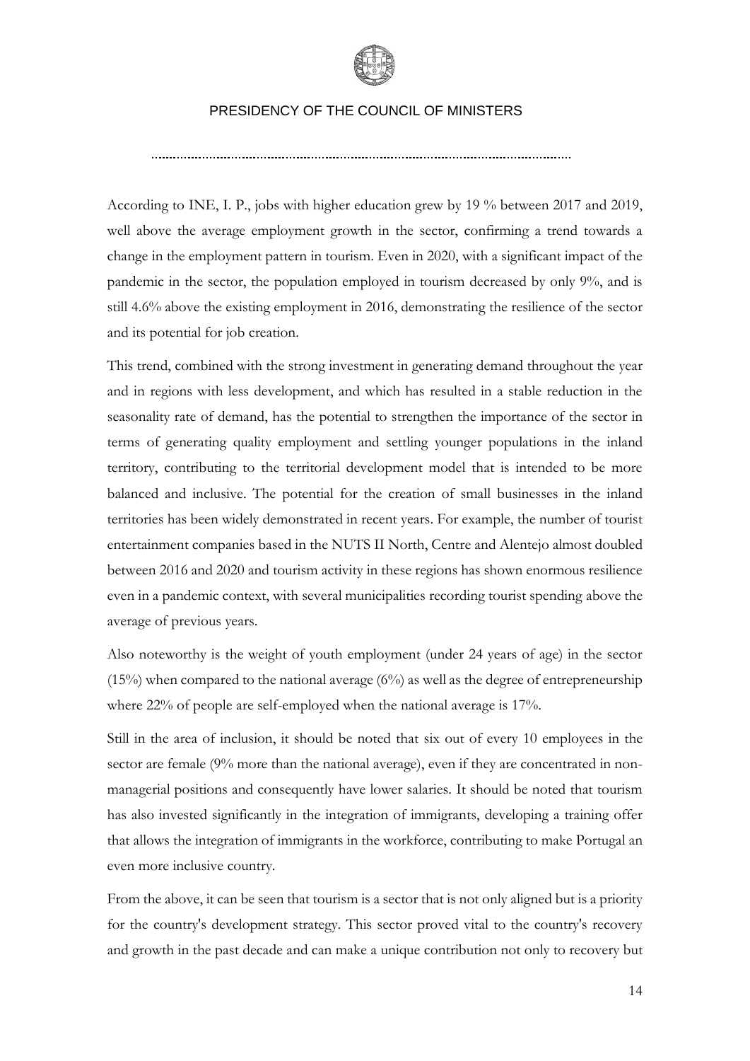According to INE, I. P., jobs with higher education grew by 19 % between 2017 and 2019, well above the average employment growth in the sector, confirming a trend towards a change in the employment pattern in tourism. Even in 2020, with a significant impact of the pandemic in the sector, the population employed in tourism decreased by only 9%, and is still 4.6% above the existing employment in 2016, demonstrating the resilience of the sector and its potential for job creation.

This trend, combined with the strong investment in generating demand throughout the year and in regions with less development, and which has resulted in a stable reduction in the seasonality rate of demand, has the potential to strengthen the importance of the sector in terms of generating quality employment and settling younger populations in the inland territory, contributing to the territorial development model that is intended to be more balanced and inclusive. The potential for the creation of small businesses in the inland territories has been widely demonstrated in recent years. For example, the number of tourist entertainment companies based in the NUTS II North, Centre and Alentejo almost doubled between 2016 and 2020 and tourism activity in these regions has shown enormous resilience even in a pandemic context, with several municipalities recording tourist spending above the average of previous years.

Also noteworthy is the weight of youth employment (under 24 years of age) in the sector (15%) when compared to the national average (6%) as well as the degree of entrepreneurship where 22% of people are self-employed when the national average is 17%.

Still in the area of inclusion, it should be noted that six out of every 10 employees in the sector are female (9% more than the national average), even if they are concentrated in non-managerial positions and consequently have lower salaries. It should be noted that tourism has also invested significantly in the integration of immigrants, developing a training offer that allows the integration of immigrants in the workforce, contributing to make Portugal an even more inclusive country.

From the above, it can be seen that tourism is a sector that is not only aligned but is a priority for the country's development strategy. This sector proved vital to the country's recovery and growth in the past decade and can make a unique contribution not only to recovery but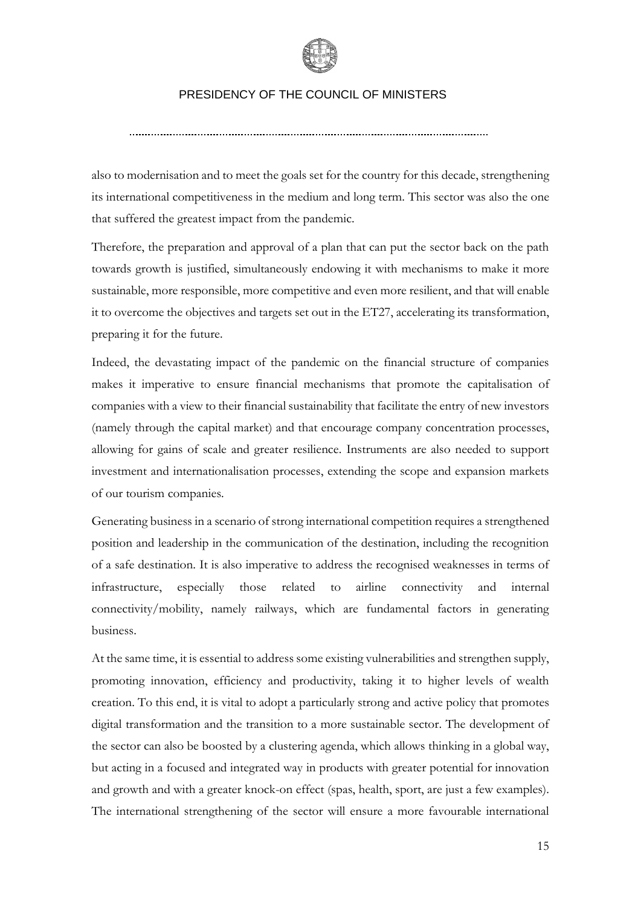also to modernisation and to meet the goals set for the country for this decade, strengthening its international competitiveness in the medium and long term. This sector was also the one that suffered the greatest impact from the pandemic.

Therefore, the preparation and approval of a plan that can put the sector back on the path towards growth is justified, simultaneously endowing it with mechanisms to make it more sustainable, more responsible, more competitive and even more resilient, and that will enable it to overcome the objectives and targets set out in the ET27, accelerating its transformation, preparing it for the future.

Indeed, the devastating impact of the pandemic on the financial structure of companies makes it imperative to ensure financial mechanisms that promote the capitalisation of companies with a view to their financial sustainability that facilitate the entry of new investors (namely through the capital market) and that encourage company concentration processes, allowing for gains of scale and greater resilience. Instruments are also needed to support investment and internationalisation processes, extending the scope and expansion markets of our tourism companies.

Generating business in a scenario of strong international competition requires a strengthened position and leadership in the communication of the destination, including the recognition of a safe destination. It is also imperative to address the recognised weaknesses in terms of infrastructure, especially those related to airline connectivity and internal connectivity/mobility, namely railways, which are fundamental factors in generating business.

At the same time, it is essential to address some existing vulnerabilities and strengthen supply, promoting innovation, efficiency and productivity, taking it to higher levels of wealth creation. To this end, it is vital to adopt a particularly strong and active policy that promotes digital transformation and the transition to a more sustainable sector. The development of the sector can also be boosted by a clustering agenda, which allows thinking in a global way, but acting in a focused and integrated way in products with greater potential for innovation and growth and with a greater knock-on effect (spas, health, sport, are just a few examples). The international strengthening of the sector will ensure a more favourable international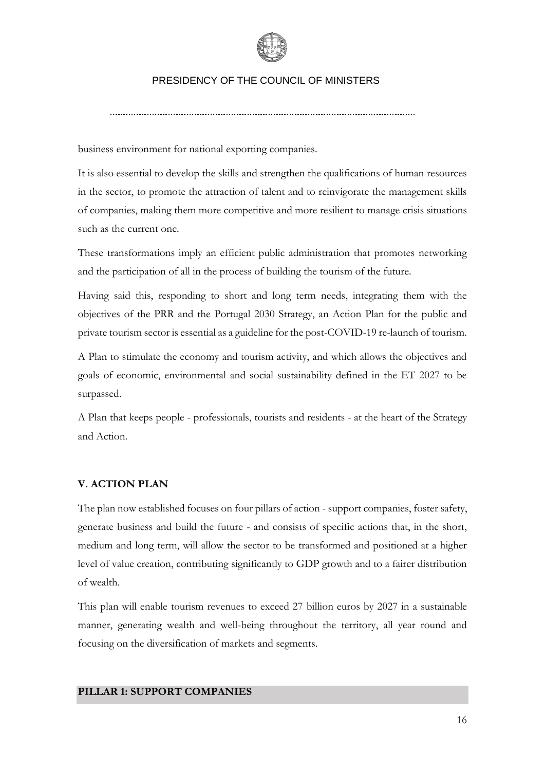business environment for national exporting companies.

It is also essential to develop the skills and strengthen the qualifications of human resources in the sector, to promote the attraction of talent and to reinvigorate the management skills of companies, making them more competitive and more resilient to manage crisis situations such as the current one.

These transformations imply an efficient public administration that promotes networking and the participation of all in the process of building the tourism of the future.

Having said this, responding to short and long term needs, integrating them with the objectives of the PRR and the Portugal 2030 Strategy, an Action Plan for the public and private tourism sector is essential as a guideline for the post-COVID-19 re-launch of tourism.

A Plan to stimulate the economy and tourism activity, and which allows the objectives and goals of economic, environmental and social sustainability defined in the ET 2027 to be surpassed.

A Plan that keeps people - professionals, tourists and residents - at the heart of the Strategy and Action.

## V. ACTION PLAN

The plan now established focuses on four pillars of action - support companies, foster safety, generate business and build the future - and consists of specific actions that, in the short, medium and long term, will allow the sector to be transformed and positioned at a higher level of value creation, contributing significantly to GDP growth and to a fairer distribution of wealth.

This plan will enable tourism revenues to exceed 27 billion euros by 2027 in a sustainable manner, generating wealth and well-being throughout the territory, all year round and focusing on the diversification of markets and segments.

### PILLAR 1: SUPPORT COMPANIES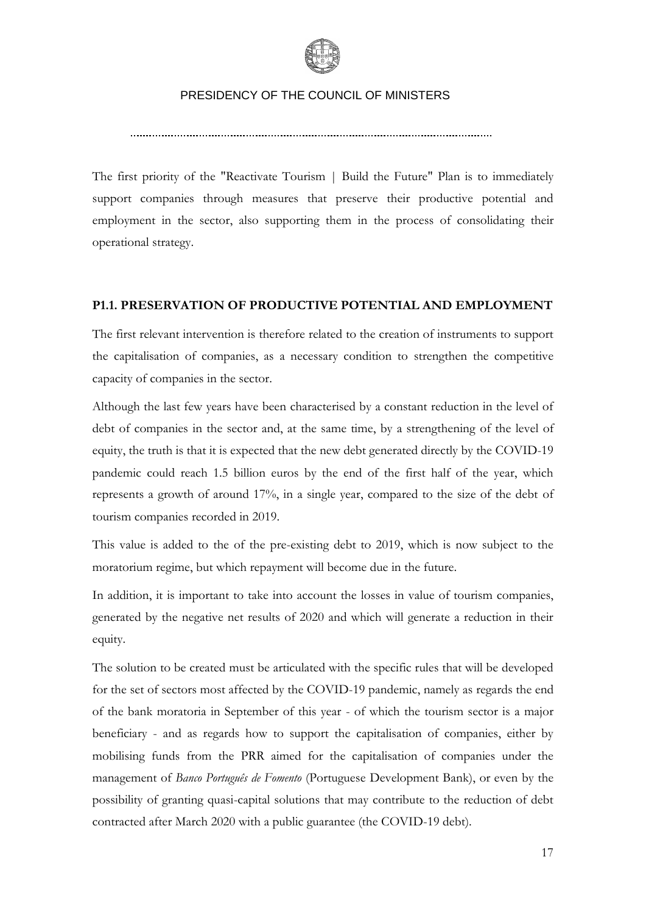The first priority of the "Reactivate Tourism | Build the Future" Plan is to immediately support companies through measures that preserve their productive potential and employment in the sector, also supporting them in the process of consolidating their operational strategy.

## P1.1. PRESERVATION OF PRODUCTIVE POTENTIAL AND EMPLOYMENT

The first relevant intervention is therefore related to the creation of instruments to support the capitalisation of companies, as a necessary condition to strengthen the competitive capacity of companies in the sector.

Although the last few years have been characterised by a constant reduction in the level of debt of companies in the sector and, at the same time, by a strengthening of the level of equity, the truth is that it is expected that the new debt generated directly by the COVID-19 pandemic could reach 1.5 billion euros by the end of the first half of the year, which represents a growth of around 17%, in a single year, compared to the size of the debt of tourism companies recorded in 2019.

This value is added to the of the pre-existing debt to 2019, which is now subject to the moratorium regime, but which repayment will become due in the future.

In addition, it is important to take into account the losses in value of tourism companies, generated by the negative net results of 2020 and which will generate a reduction in their equity.

The solution to be created must be articulated with the specific rules that will be developed for the set of sectors most affected by the COVID-19 pandemic, namely as regards the end of the bank moratoria in September of this year - of which the tourism sector is a major beneficiary - and as regards how to support the capitalisation of companies, either by mobilising funds from the PRR aimed for the capitalisation of companies under the management of *Banco Português de Fomento* (Portuguese Development Bank), or even by the possibility of granting quasi-capital solutions that may contribute to the reduction of debt contracted after March 2020 with a public guarantee (the COVID-19 debt).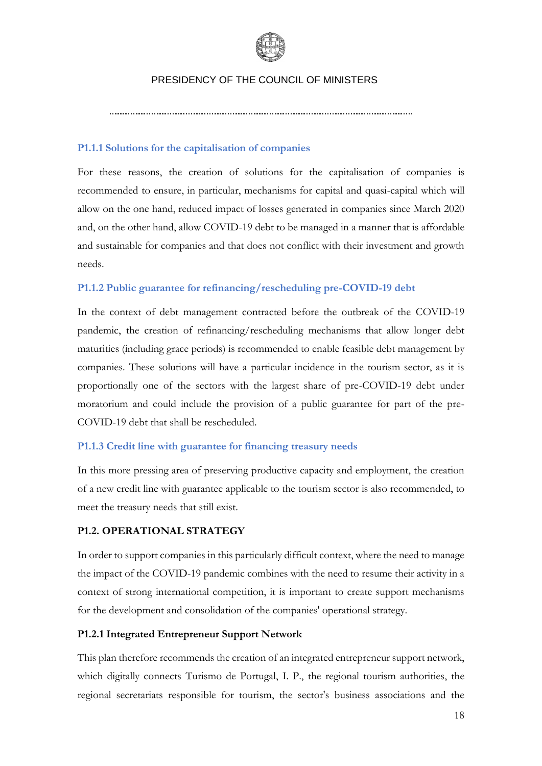### P1.1.1 Solutions for the capitalisation of companies

For these reasons, the creation of solutions for the capitalisation of companies is recommended to ensure, in particular, mechanisms for capital and quasi-capital which will allow on the one hand, reduced impact of losses generated in companies since March 2020 and, on the other hand, allow COVID-19 debt to be managed in a manner that is affordable and sustainable for companies and that does not conflict with their investment and growth needs.

### P1.1.2 Public guarantee for refinancing/rescheduling pre-COVID-19 debt

In the context of debt management contracted before the outbreak of the COVID-19 pandemic, the creation of refinancing/rescheduling mechanisms that allow longer debt maturities (including grace periods) is recommended to enable feasible debt management by companies. These solutions will have a particular incidence in the tourism sector, as it is proportionally one of the sectors with the largest share of pre-COVID-19 debt under moratorium and could include the provision of a public guarantee for part of the pre-COVID-19 debt that shall be rescheduled.

### P1.1.3 Credit line with guarantee for financing treasury needs

In this more pressing area of preserving productive capacity and employment, the creation of a new credit line with guarantee applicable to the tourism sector is also recommended, to meet the treasury needs that still exist.

## P1.2. OPERATIONAL STRATEGY

In order to support companies in this particularly difficult context, where the need to manage the impact of the COVID-19 pandemic combines with the need to resume their activity in a context of strong international competition, it is important to create support mechanisms for the development and consolidation of the companies' operational strategy.

### P1.2.1 Integrated Entrepreneur Support Network

This plan therefore recommends the creation of an integrated entrepreneur support network, which digitally connects Turismo de Portugal, I. P., the regional tourism authorities, the regional secretariats responsible for tourism, the sector's business associations and the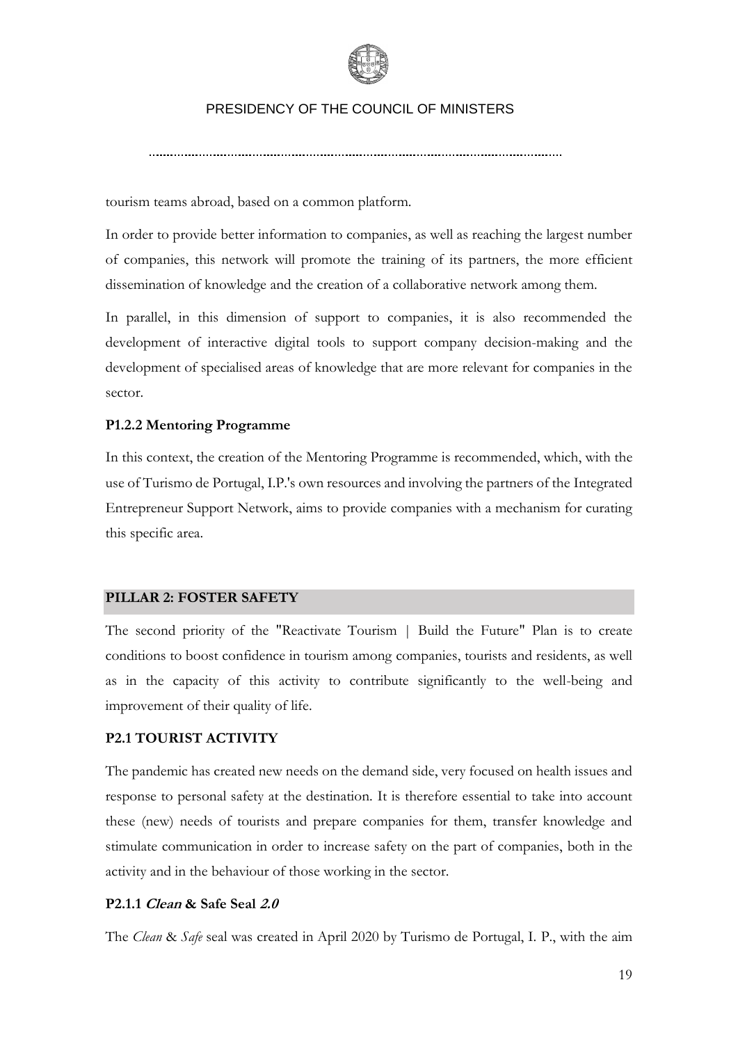tourism teams abroad, based on a common platform.

In order to provide better information to companies, as well as reaching the largest number of companies, this network will promote the training of its partners, the more efficient dissemination of knowledge and the creation of a collaborative network among them.

In parallel, in this dimension of support to companies, it is also recommended the development of interactive digital tools to support company decision-making and the development of specialised areas of knowledge that are more relevant for companies in the sector.

#### P1.2.2 Mentoring Programme

In this context, the creation of the Mentoring Programme is recommended, which, with the use of Turismo de Portugal, I.P.'s own resources and involving the partners of the Integrated Entrepreneur Support Network, aims to provide companies with a mechanism for curating this specific area.

## PILLAR 2: FOSTER SAFETY

The second priority of the "Reactivate Tourism | Build the Future" Plan is to create conditions to boost confidence in tourism among companies, tourists and residents, as well as in the capacity of this activity to contribute significantly to the well-being and improvement of their quality of life.

### P2.1 TOURIST ACTIVITY

The pandemic has created new needs on the demand side, very focused on health issues and response to personal safety at the destination. It is therefore essential to take into account these (new) needs of tourists and prepare companies for them, transfer knowledge and stimulate communication in order to increase safety on the part of companies, both in the activity and in the behaviour of those working in the sector.

#### P2.1.1 *Clean* & Safe Seal *2.0*

The *Clean* & *Safe* seal was created in April 2020 by Turismo de Portugal, I. P., with the aim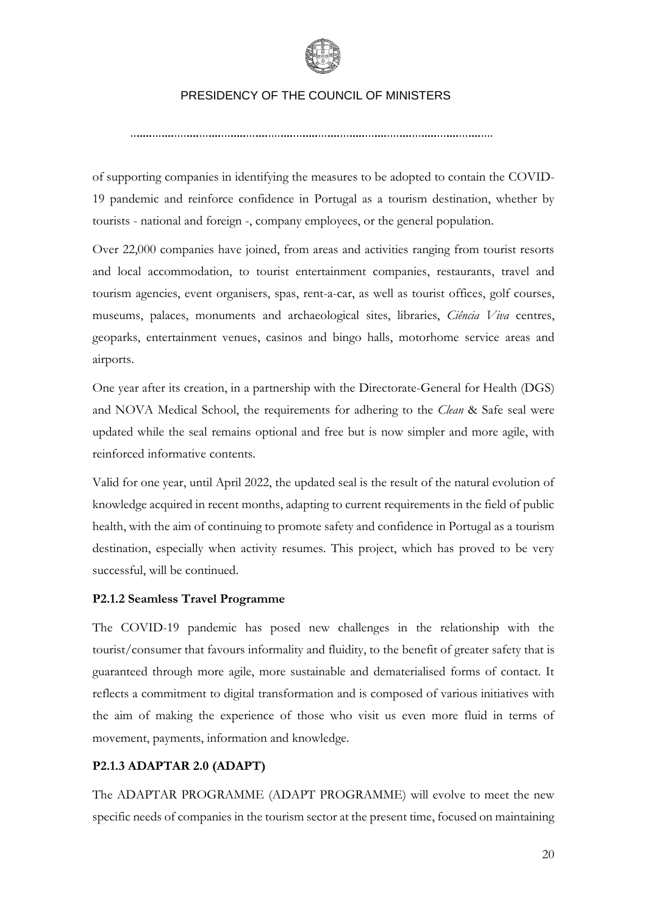of supporting companies in identifying the measures to be adopted to contain the COVID-19 pandemic and reinforce confidence in Portugal as a tourism destination, whether by tourists - national and foreign -, company employees, or the general population.

Over 22,000 companies have joined, from areas and activities ranging from tourist resorts and local accommodation, to tourist entertainment companies, restaurants, travel and tourism agencies, event organisers, spas, rent-a-car, as well as tourist offices, golf courses, museums, palaces, monuments and archaeological sites, libraries, *Ciência Viva* centres, geoparks, entertainment venues, casinos and bingo halls, motorhome service areas and airports.

One year after its creation, in a partnership with the Directorate-General for Health (DGS) and NOVA Medical School, the requirements for adhering to the *Clean* & Safe seal were updated while the seal remains optional and free but is now simpler and more agile, with reinforced informative contents.

Valid for one year, until April 2022, the updated seal is the result of the natural evolution of knowledge acquired in recent months, adapting to current requirements in the field of public health, with the aim of continuing to promote safety and confidence in Portugal as a tourism destination, especially when activity resumes. This project, which has proved to be very successful, will be continued.

**P2.1.2 Seamless Travel Programme**

The COVID-19 pandemic has posed new challenges in the relationship with the tourist/consumer that favours informality and fluidity, to the benefit of greater safety that is guaranteed through more agile, more sustainable and dematerialised forms of contact. It reflects a commitment to digital transformation and is composed of various initiatives with the aim of making the experience of those who visit us even more fluid in terms of movement, payments, information and knowledge.

**P2.1.3 ADAPTAR 2.0 (ADAPT)**

The ADAPTAR PROGRAMME (ADAPT PROGRAMME) will evolve to meet the new specific needs of companies in the tourism sector at the present time, focused on maintaining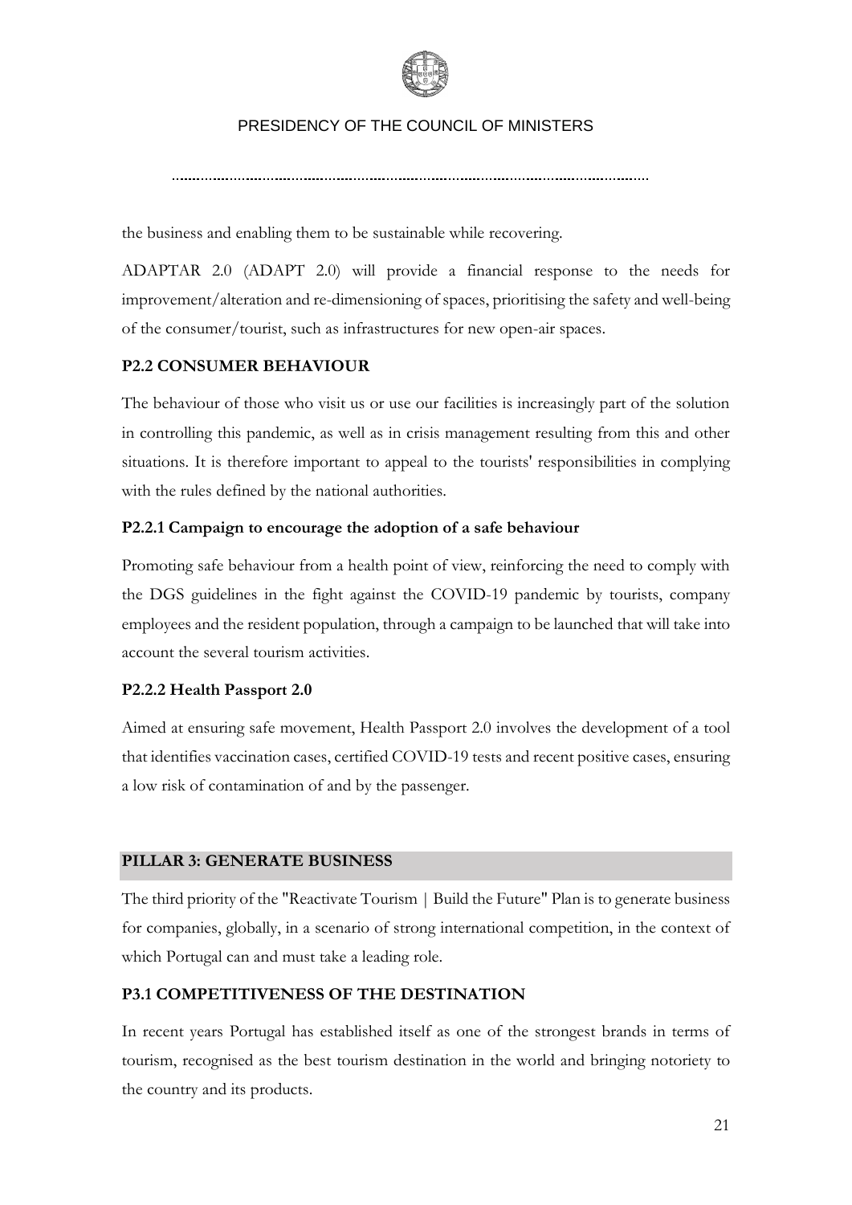the business and enabling them to be sustainable while recovering.

ADAPTAR 2.0 (ADAPT 2.0) will provide a financial response to the needs for improvement/alteration and re-dimensioning of spaces, prioritising the safety and well-being of the consumer/tourist, such as infrastructures for new open-air spaces.

### P2.2 CONSUMER BEHAVIOUR

The behaviour of those who visit us or use our facilities is increasingly part of the solution in controlling this pandemic, as well as in crisis management resulting from this and other situations. It is therefore important to appeal to the tourists' responsibilities in complying with the rules defined by the national authorities.

#### P2.2.1 Campaign to encourage the adoption of a safe behaviour

Promoting safe behaviour from a health point of view, reinforcing the need to comply with the DGS guidelines in the fight against the COVID-19 pandemic by tourists, company employees and the resident population, through a campaign to be launched that will take into account the several tourism activities.

#### P2.2.2 Health Passport 2.0

Aimed at ensuring safe movement, Health Passport 2.0 involves the development of a tool that identifies vaccination cases, certified COVID-19 tests and recent positive cases, ensuring a low risk of contamination of and by the passenger.

## PILLAR 3: GENERATE BUSINESS

The third priority of the "Reactivate Tourism | Build the Future" Plan is to generate business for companies, globally, in a scenario of strong international competition, in the context of which Portugal can and must take a leading role.

### P3.1 COMPETITIVENESS OF THE DESTINATION

In recent years Portugal has established itself as one of the strongest brands in terms of tourism, recognised as the best tourism destination in the world and bringing notoriety to the country and its products.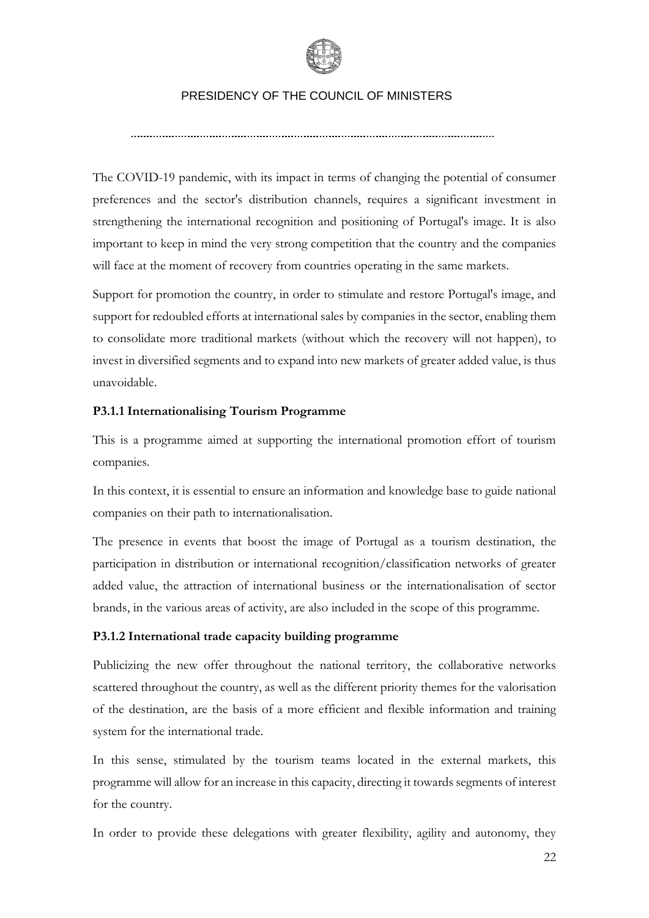The COVID-19 pandemic, with its impact in terms of changing the potential of consumer preferences and the sector's distribution channels, requires a significant investment in strengthening the international recognition and positioning of Portugal's image. It is also important to keep in mind the very strong competition that the country and the companies will face at the moment of recovery from countries operating in the same markets.

Support for promotion the country, in order to stimulate and restore Portugal's image, and support for redoubled efforts at international sales by companies in the sector, enabling them to consolidate more traditional markets (without which the recovery will not happen), to invest in diversified segments and to expand into new markets of greater added value, is thus unavoidable.

**P3.1.1 Internationalising Tourism Programme**

This is a programme aimed at supporting the international promotion effort of tourism companies.

In this context, it is essential to ensure an information and knowledge base to guide national companies on their path to internationalisation.

The presence in events that boost the image of Portugal as a tourism destination, the participation in distribution or international recognition/classification networks of greater added value, the attraction of international business or the internationalisation of sector brands, in the various areas of activity, are also included in the scope of this programme.

**P3.1.2 International trade capacity building programme**

Publicizing the new offer throughout the national territory, the collaborative networks scattered throughout the country, as well as the different priority themes for the valorisation of the destination, are the basis of a more efficient and flexible information and training system for the international trade.

In this sense, stimulated by the tourism teams located in the external markets, this programme will allow for an increase in this capacity, directing it towards segments of interest for the country.

In order to provide these delegations with greater flexibility, agility and autonomy, they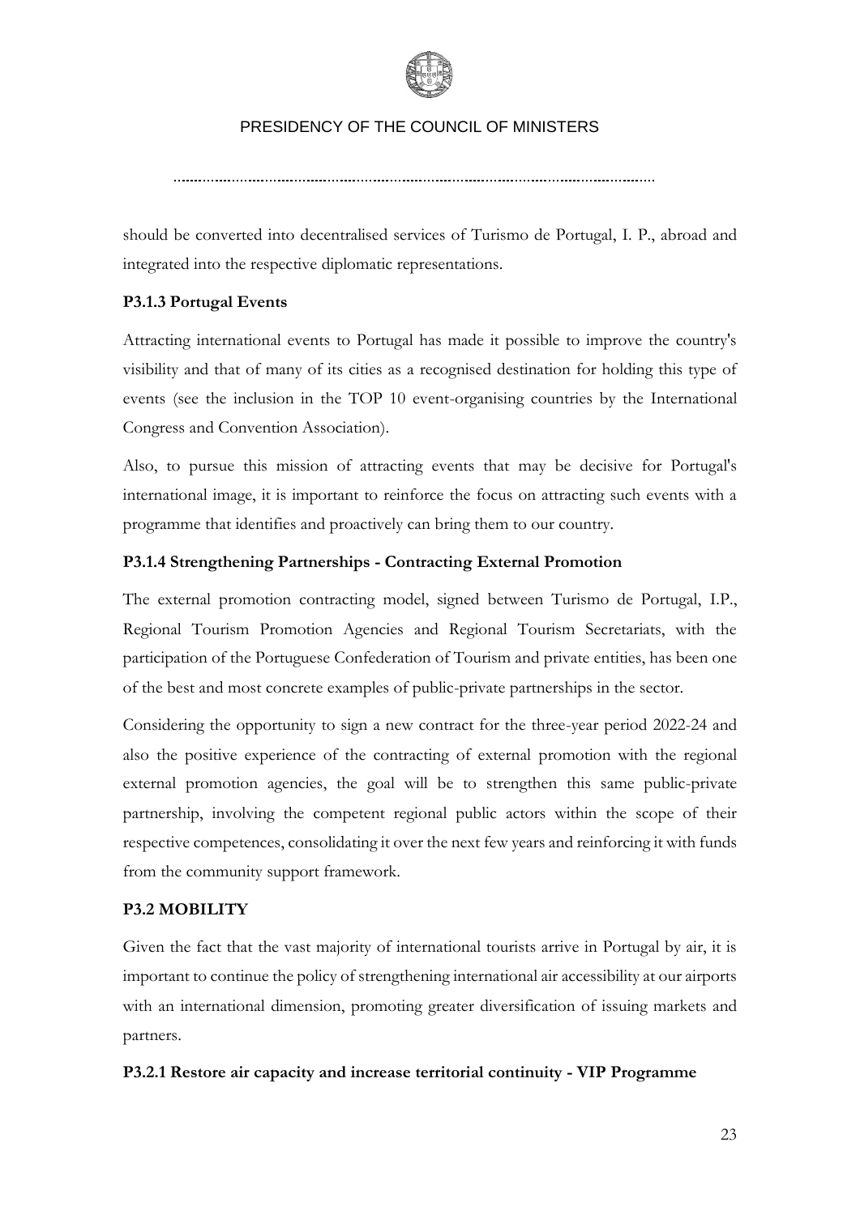should be converted into decentralised services of Turismo de Portugal, I. P., abroad and integrated into the respective diplomatic representations.

**P3.1.3 Portugal Events**

Attracting international events to Portugal has made it possible to improve the country's visibility and that of many of its cities as a recognised destination for holding this type of events (see the inclusion in the TOP 10 event-organising countries by the International Congress and Convention Association).

Also, to pursue this mission of attracting events that may be decisive for Portugal's international image, it is important to reinforce the focus on attracting such events with a programme that identifies and proactively can bring them to our country.

**P3.1.4 Strengthening Partnerships - Contracting External Promotion**

The external promotion contracting model, signed between Turismo de Portugal, I.P., Regional Tourism Promotion Agencies and Regional Tourism Secretariats, with the participation of the Portuguese Confederation of Tourism and private entities, has been one of the best and most concrete examples of public-private partnerships in the sector.

Considering the opportunity to sign a new contract for the three-year period 2022-24 and also the positive experience of the contracting of external promotion with the regional external promotion agencies, the goal will be to strengthen this same public-private partnership, involving the competent regional public actors within the scope of their respective competences, consolidating it over the next few years and reinforcing it with funds from the community support framework.

**P3.2 MOBILITY**

Given the fact that the vast majority of international tourists arrive in Portugal by air, it is important to continue the policy of strengthening international air accessibility at our airports with an international dimension, promoting greater diversification of issuing markets and partners.

**P3.2.1 Restore air capacity and increase territorial continuity - VIP Programme**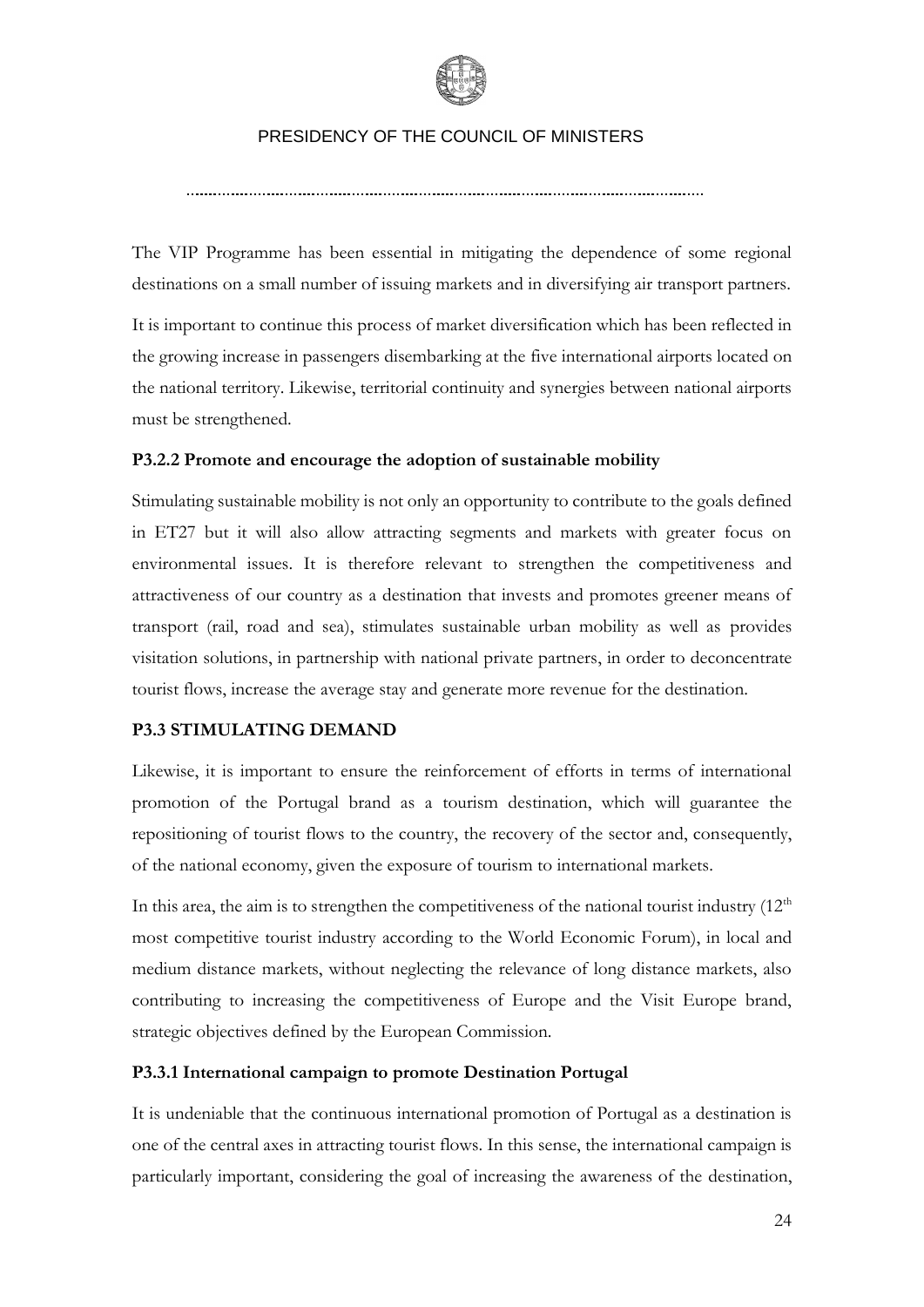The VIP Programme has been essential in mitigating the dependence of some regional destinations on a small number of issuing markets and in diversifying air transport partners.

It is important to continue this process of market diversification which has been reflected in the growing increase in passengers disembarking at the five international airports located on the national territory. Likewise, territorial continuity and synergies between national airports must be strengthened.

### P3.2.2 Promote and encourage the adoption of sustainable mobility

Stimulating sustainable mobility is not only an opportunity to contribute to the goals defined in ET27 but it will also allow attracting segments and markets with greater focus on environmental issues. It is therefore relevant to strengthen the competitiveness and attractiveness of our country as a destination that invests and promotes greener means of transport (rail, road and sea), stimulates sustainable urban mobility as well as provides visitation solutions, in partnership with national private partners, in order to deconcentrate tourist flows, increase the average stay and generate more revenue for the destination.

## P3.3 STIMULATING DEMAND

Likewise, it is important to ensure the reinforcement of efforts in terms of international promotion of the Portugal brand as a tourism destination, which will guarantee the repositioning of tourist flows to the country, the recovery of the sector and, consequently, of the national economy, given the exposure of tourism to international markets.

In this area, the aim is to strengthen the competitiveness of the national tourist industry (12th most competitive tourist industry according to the World Economic Forum), in local and medium distance markets, without neglecting the relevance of long distance markets, also contributing to increasing the competitiveness of Europe and the Visit Europe brand, strategic objectives defined by the European Commission.

### P3.3.1 International campaign to promote Destination Portugal

It is undeniable that the continuous international promotion of Portugal as a destination is one of the central axes in attracting tourist flows. In this sense, the international campaign is particularly important, considering the goal of increasing the awareness of the destination,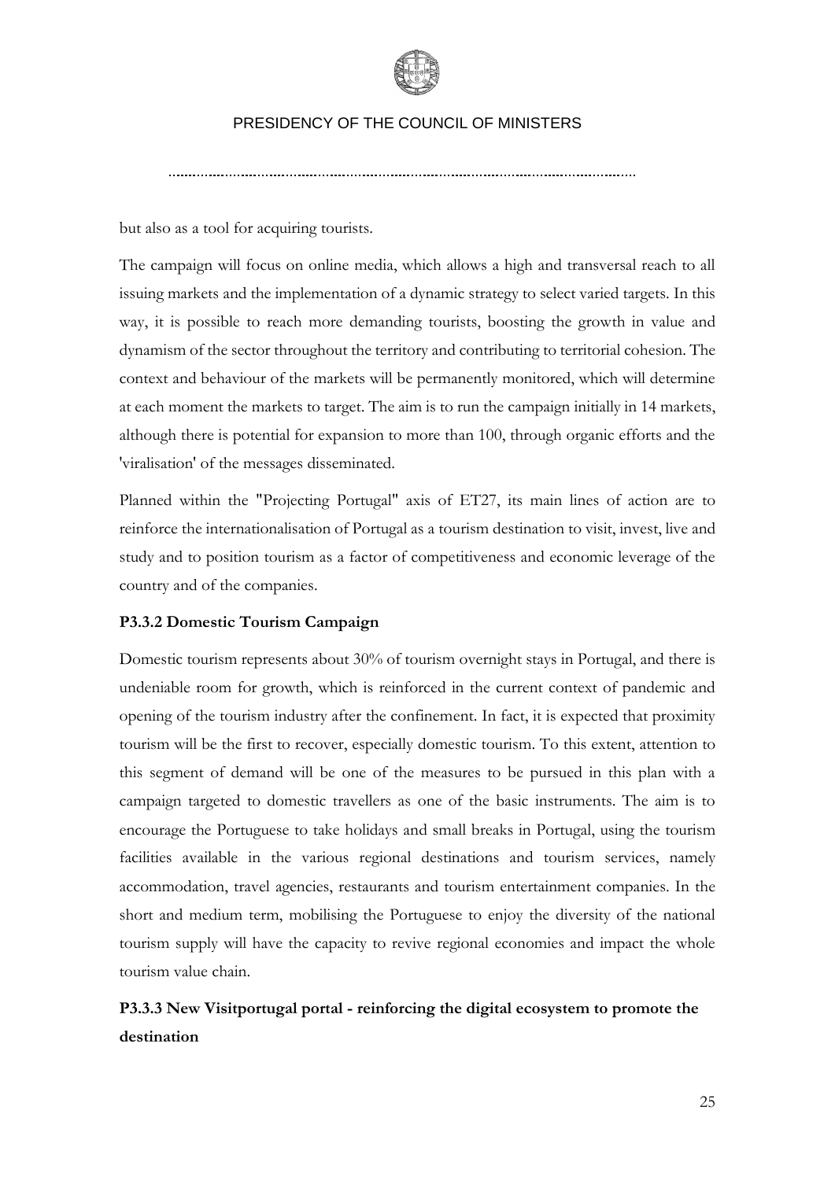but also as a tool for acquiring tourists.

The campaign will focus on online media, which allows a high and transversal reach to all issuing markets and the implementation of a dynamic strategy to select varied targets. In this way, it is possible to reach more demanding tourists, boosting the growth in value and dynamism of the sector throughout the territory and contributing to territorial cohesion. The context and behaviour of the markets will be permanently monitored, which will determine at each moment the markets to target. The aim is to run the campaign initially in 14 markets, although there is potential for expansion to more than 100, through organic efforts and the 'viralisation' of the messages disseminated.

Planned within the "Projecting Portugal" axis of ET27, its main lines of action are to reinforce the internationalisation of Portugal as a tourism destination to visit, invest, live and study and to position tourism as a factor of competitiveness and economic leverage of the country and of the companies.

### P3.3.2 Domestic Tourism Campaign

Domestic tourism represents about 30% of tourism overnight stays in Portugal, and there is undeniable room for growth, which is reinforced in the current context of pandemic and opening of the tourism industry after the confinement. In fact, it is expected that proximity tourism will be the first to recover, especially domestic tourism. To this extent, attention to this segment of demand will be one of the measures to be pursued in this plan with a campaign targeted to domestic travellers as one of the basic instruments. The aim is to encourage the Portuguese to take holidays and small breaks in Portugal, using the tourism facilities available in the various regional destinations and tourism services, namely accommodation, travel agencies, restaurants and tourism entertainment companies. In the short and medium term, mobilising the Portuguese to enjoy the diversity of the national tourism supply will have the capacity to revive regional economies and impact the whole tourism value chain.

### P3.3.3 New Visitportugal portal - reinforcing the digital ecosystem to promote the destination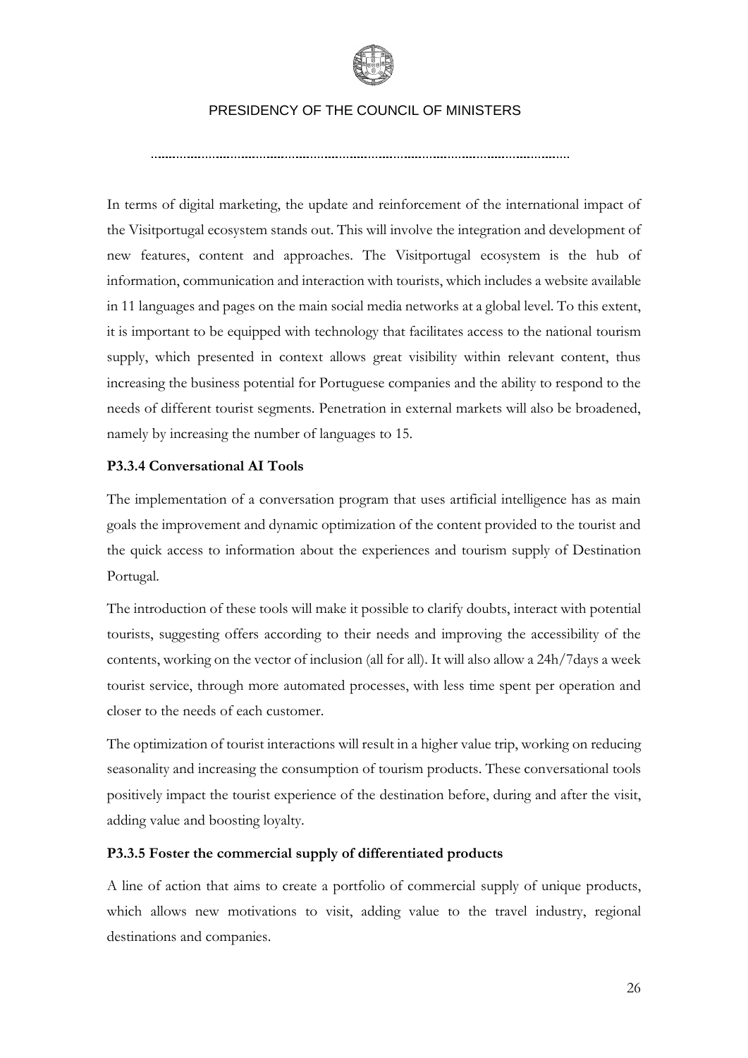In terms of digital marketing, the update and reinforcement of the international impact of the Visitportugal ecosystem stands out. This will involve the integration and development of new features, content and approaches. The Visitportugal ecosystem is the hub of information, communication and interaction with tourists, which includes a website available in 11 languages and pages on the main social media networks at a global level. To this extent, it is important to be equipped with technology that facilitates access to the national tourism supply, which presented in context allows great visibility within relevant content, thus increasing the business potential for Portuguese companies and the ability to respond to the needs of different tourist segments. Penetration in external markets will also be broadened, namely by increasing the number of languages to 15.

### P3.3.4 Conversational AI Tools

The implementation of a conversation program that uses artificial intelligence has as main goals the improvement and dynamic optimization of the content provided to the tourist and the quick access to information about the experiences and tourism supply of Destination Portugal.

The introduction of these tools will make it possible to clarify doubts, interact with potential tourists, suggesting offers according to their needs and improving the accessibility of the contents, working on the vector of inclusion (all for all). It will also allow a 24h/7days a week tourist service, through more automated processes, with less time spent per operation and closer to the needs of each customer.

The optimization of tourist interactions will result in a higher value trip, working on reducing seasonality and increasing the consumption of tourism products. These conversational tools positively impact the tourist experience of the destination before, during and after the visit, adding value and boosting loyalty.

### P3.3.5 Foster the commercial supply of differentiated products

A line of action that aims to create a portfolio of commercial supply of unique products, which allows new motivations to visit, adding value to the travel industry, regional destinations and companies.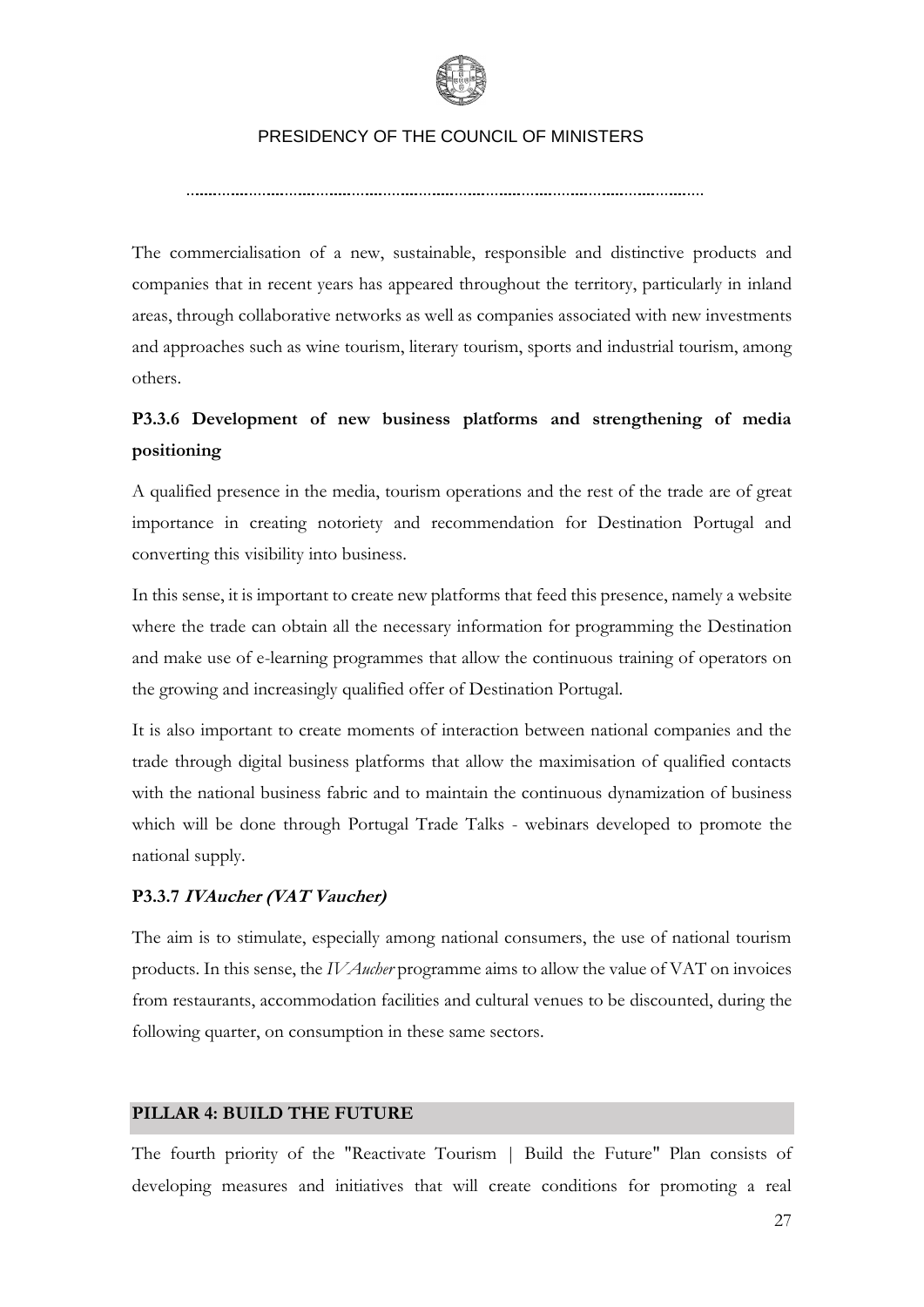The commercialisation of a new, sustainable, responsible and distinctive products and companies that in recent years has appeared throughout the territory, particularly in inland areas, through collaborative networks as well as companies associated with new investments and approaches such as wine tourism, literary tourism, sports and industrial tourism, among others.

### P3.3.6 Development of new business platforms and strengthening of media positioning

A qualified presence in the media, tourism operations and the rest of the trade are of great importance in creating notoriety and recommendation for Destination Portugal and converting this visibility into business.

In this sense, it is important to create new platforms that feed this presence, namely a website where the trade can obtain all the necessary information for programming the Destination and make use of e-learning programmes that allow the continuous training of operators on the growing and increasingly qualified offer of Destination Portugal.

It is also important to create moments of interaction between national companies and the trade through digital business platforms that allow the maximisation of qualified contacts with the national business fabric and to maintain the continuous dynamization of business which will be done through Portugal Trade Talks - webinars developed to promote the national supply.

### P3.3.7 *IVAucher (VAT Vaucher)*

The aim is to stimulate, especially among national consumers, the use of national tourism products. In this sense, the *IVAucher* programme aims to allow the value of VAT on invoices from restaurants, accommodation facilities and cultural venues to be discounted, during the following quarter, on consumption in these same sectors.

## PILLAR 4: BUILD THE FUTURE

The fourth priority of the "Reactivate Tourism | Build the Future" Plan consists of developing measures and initiatives that will create conditions for promoting a real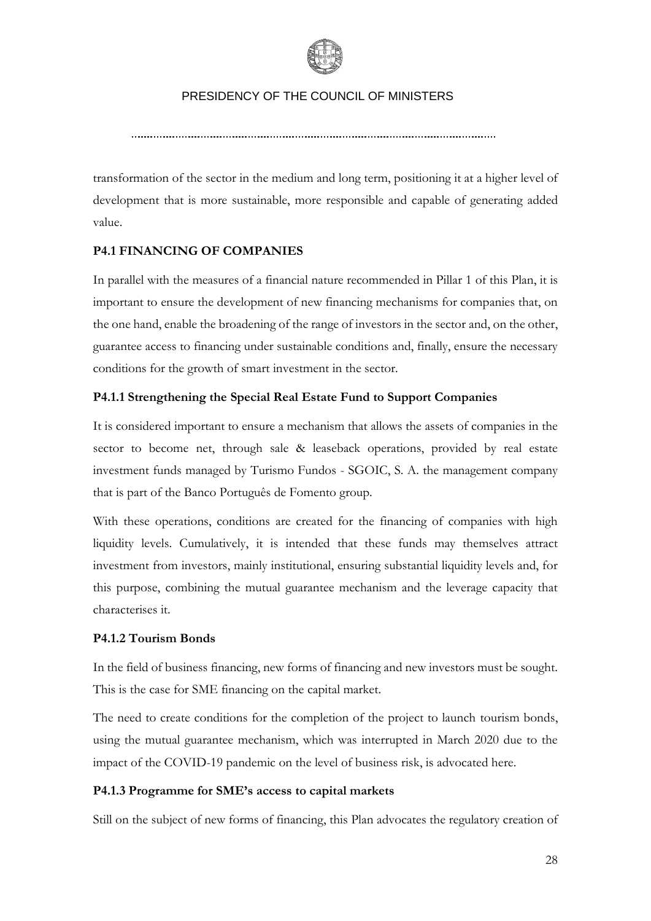transformation of the sector in the medium and long term, positioning it at a higher level of development that is more sustainable, more responsible and capable of generating added value.

### P4.1 FINANCING OF COMPANIES

In parallel with the measures of a financial nature recommended in Pillar 1 of this Plan, it is important to ensure the development of new financing mechanisms for companies that, on the one hand, enable the broadening of the range of investors in the sector and, on the other, guarantee access to financing under sustainable conditions and, finally, ensure the necessary conditions for the growth of smart investment in the sector.

#### P4.1.1 Strengthening the Special Real Estate Fund to Support Companies

It is considered important to ensure a mechanism that allows the assets of companies in the sector to become net, through sale & leaseback operations, provided by real estate investment funds managed by Turismo Fundos - SGOIC, S. A. the management company that is part of the Banco Português de Fomento group.

With these operations, conditions are created for the financing of companies with high liquidity levels. Cumulatively, it is intended that these funds may themselves attract investment from investors, mainly institutional, ensuring substantial liquidity levels and, for this purpose, combining the mutual guarantee mechanism and the leverage capacity that characterises it.

#### P4.1.2 Tourism Bonds

In the field of business financing, new forms of financing and new investors must be sought. This is the case for SME financing on the capital market.

The need to create conditions for the completion of the project to launch tourism bonds, using the mutual guarantee mechanism, which was interrupted in March 2020 due to the impact of the COVID-19 pandemic on the level of business risk, is advocated here.

#### P4.1.3 Programme for SME's access to capital markets

Still on the subject of new forms of financing, this Plan advocates the regulatory creation of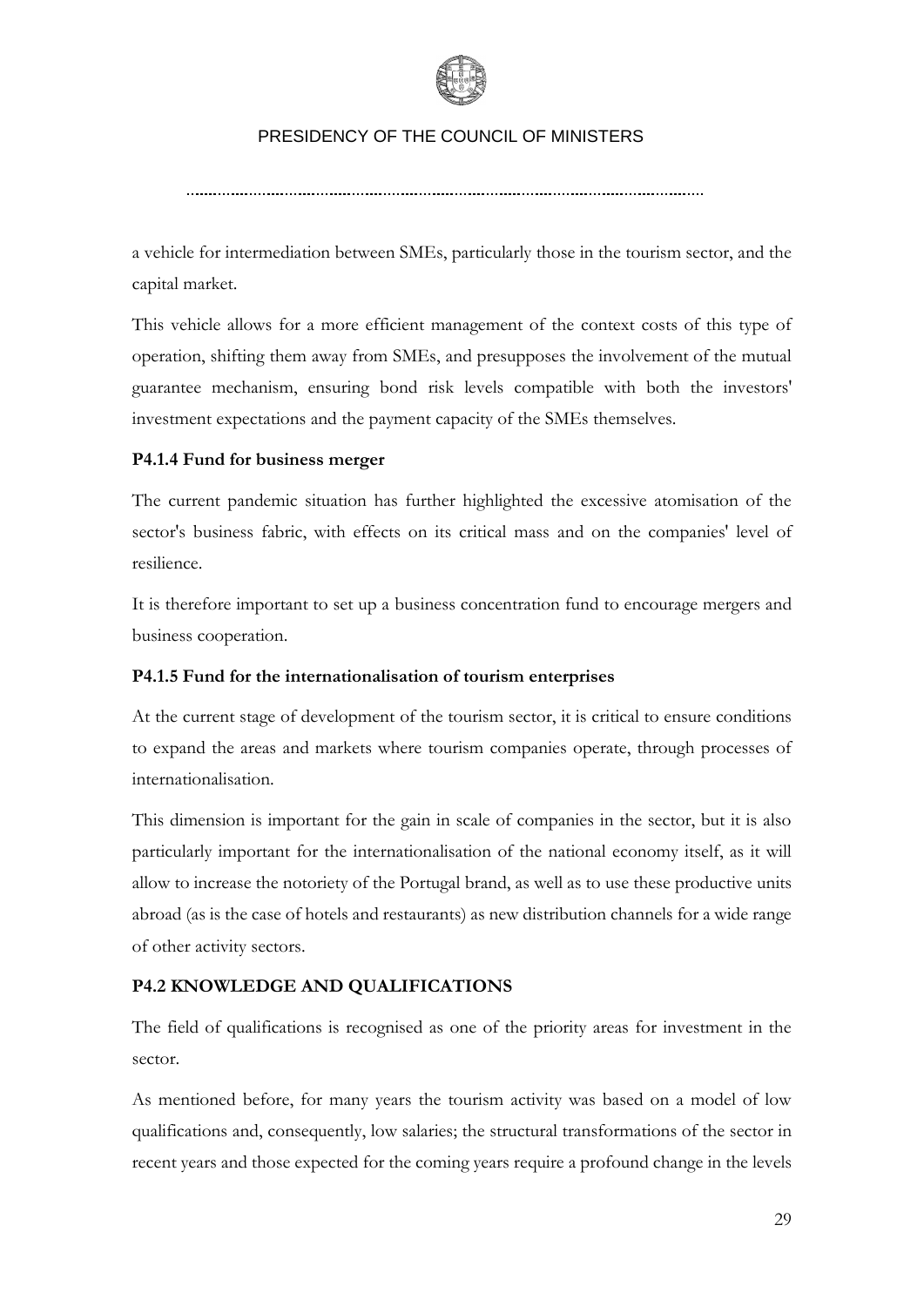a vehicle for intermediation between SMEs, particularly those in the tourism sector, and the capital market.

This vehicle allows for a more efficient management of the context costs of this type of operation, shifting them away from SMEs, and presupposes the involvement of the mutual guarantee mechanism, ensuring bond risk levels compatible with both the investors' investment expectations and the payment capacity of the SMEs themselves.

### P4.1.4 Fund for business merger

The current pandemic situation has further highlighted the excessive atomisation of the sector's business fabric, with effects on its critical mass and on the companies' level of resilience.

It is therefore important to set up a business concentration fund to encourage mergers and business cooperation.

### P4.1.5 Fund for the internationalisation of tourism enterprises

At the current stage of development of the tourism sector, it is critical to ensure conditions to expand the areas and markets where tourism companies operate, through processes of internationalisation.

This dimension is important for the gain in scale of companies in the sector, but it is also particularly important for the internationalisation of the national economy itself, as it will allow to increase the notoriety of the Portugal brand, as well as to use these productive units abroad (as is the case of hotels and restaurants) as new distribution channels for a wide range of other activity sectors.

## P4.2 KNOWLEDGE AND QUALIFICATIONS

The field of qualifications is recognised as one of the priority areas for investment in the sector.

As mentioned before, for many years the tourism activity was based on a model of low qualifications and, consequently, low salaries; the structural transformations of the sector in recent years and those expected for the coming years require a profound change in the levels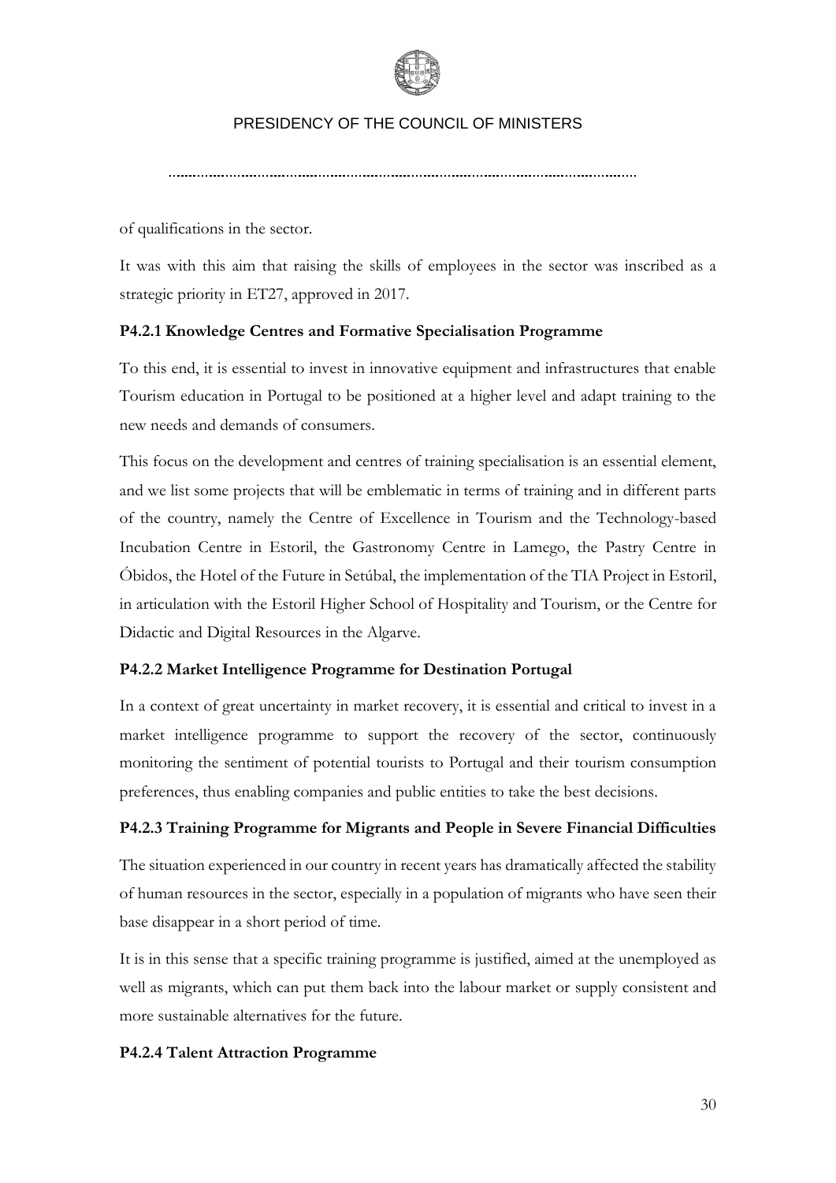of qualifications in the sector.

It was with this aim that raising the skills of employees in the sector was inscribed as a strategic priority in ET27, approved in 2017.

**P4.2.1 Knowledge Centres and Formative Specialisation Programme**

To this end, it is essential to invest in innovative equipment and infrastructures that enable Tourism education in Portugal to be positioned at a higher level and adapt training to the new needs and demands of consumers.

This focus on the development and centres of training specialisation is an essential element, and we list some projects that will be emblematic in terms of training and in different parts of the country, namely the Centre of Excellence in Tourism and the Technology-based Incubation Centre in Estoril, the Gastronomy Centre in Lamego, the Pastry Centre in Óbidos, the Hotel of the Future in Setúbal, the implementation of the TIA Project in Estoril, in articulation with the Estoril Higher School of Hospitality and Tourism, or the Centre for Didactic and Digital Resources in the Algarve.

**P4.2.2 Market Intelligence Programme for Destination Portugal**

In a context of great uncertainty in market recovery, it is essential and critical to invest in a market intelligence programme to support the recovery of the sector, continuously monitoring the sentiment of potential tourists to Portugal and their tourism consumption preferences, thus enabling companies and public entities to take the best decisions.

**P4.2.3 Training Programme for Migrants and People in Severe Financial Difficulties**

The situation experienced in our country in recent years has dramatically affected the stability of human resources in the sector, especially in a population of migrants who have seen their base disappear in a short period of time.

It is in this sense that a specific training programme is justified, aimed at the unemployed as well as migrants, which can put them back into the labour market or supply consistent and more sustainable alternatives for the future.

**P4.2.4 Talent Attraction Programme**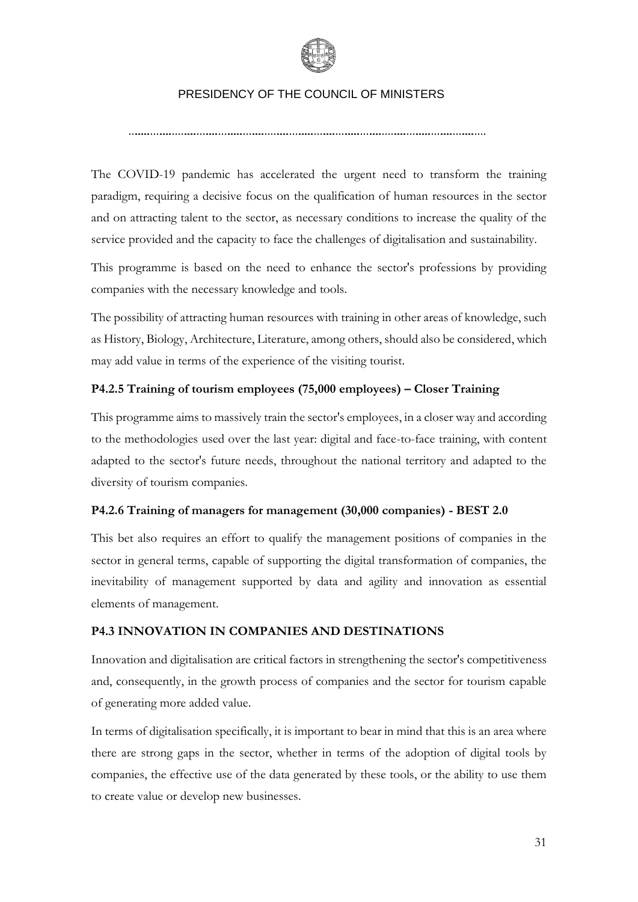The COVID-19 pandemic has accelerated the urgent need to transform the training paradigm, requiring a decisive focus on the qualification of human resources in the sector and on attracting talent to the sector, as necessary conditions to increase the quality of the service provided and the capacity to face the challenges of digitalisation and sustainability.

This programme is based on the need to enhance the sector's professions by providing companies with the necessary knowledge and tools.

The possibility of attracting human resources with training in other areas of knowledge, such as History, Biology, Architecture, Literature, among others, should also be considered, which may add value in terms of the experience of the visiting tourist.

### P4.2.5 Training of tourism employees (75,000 employees) – Closer Training

This programme aims to massively train the sector's employees, in a closer way and according to the methodologies used over the last year: digital and face-to-face training, with content adapted to the sector's future needs, throughout the national territory and adapted to the diversity of tourism companies.

### P4.2.6 Training of managers for management (30,000 companies) - BEST 2.0

This bet also requires an effort to qualify the management positions of companies in the sector in general terms, capable of supporting the digital transformation of companies, the inevitability of management supported by data and agility and innovation as essential elements of management.

## P4.3 INNOVATION IN COMPANIES AND DESTINATIONS

Innovation and digitalisation are critical factors in strengthening the sector's competitiveness and, consequently, in the growth process of companies and the sector for tourism capable of generating more added value.

In terms of digitalisation specifically, it is important to bear in mind that this is an area where there are strong gaps in the sector, whether in terms of the adoption of digital tools by companies, the effective use of the data generated by these tools, or the ability to use them to create value or develop new businesses.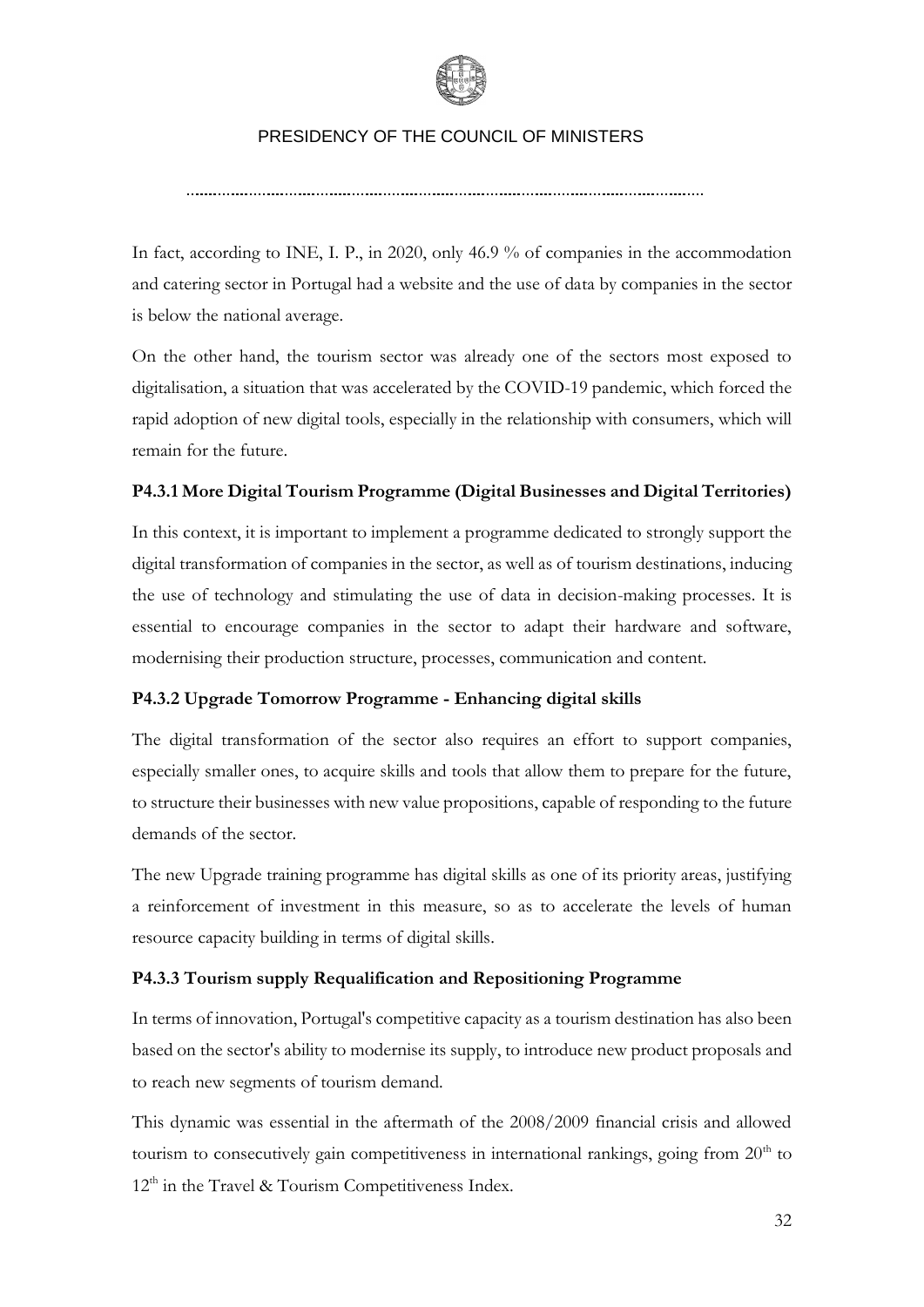In fact, according to INE, I. P., in 2020, only 46.9 % of companies in the accommodation and catering sector in Portugal had a website and the use of data by companies in the sector is below the national average.

On the other hand, the tourism sector was already one of the sectors most exposed to digitalisation, a situation that was accelerated by the COVID-19 pandemic, which forced the rapid adoption of new digital tools, especially in the relationship with consumers, which will remain for the future.

### P4.3.1 More Digital Tourism Programme (Digital Businesses and Digital Territories)

In this context, it is important to implement a programme dedicated to strongly support the digital transformation of companies in the sector, as well as of tourism destinations, inducing the use of technology and stimulating the use of data in decision-making processes. It is essential to encourage companies in the sector to adapt their hardware and software, modernising their production structure, processes, communication and content.

### P4.3.2 Upgrade Tomorrow Programme - Enhancing digital skills

The digital transformation of the sector also requires an effort to support companies, especially smaller ones, to acquire skills and tools that allow them to prepare for the future, to structure their businesses with new value propositions, capable of responding to the future demands of the sector.

The new Upgrade training programme has digital skills as one of its priority areas, justifying a reinforcement of investment in this measure, so as to accelerate the levels of human resource capacity building in terms of digital skills.

### P4.3.3 Tourism supply Requalification and Repositioning Programme

In terms of innovation, Portugal's competitive capacity as a tourism destination has also been based on the sector's ability to modernise its supply, to introduce new product proposals and to reach new segments of tourism demand.

This dynamic was essential in the aftermath of the 2008/2009 financial crisis and allowed tourism to consecutively gain competitiveness in international rankings, going from 20th to 12th in the Travel & Tourism Competitiveness Index.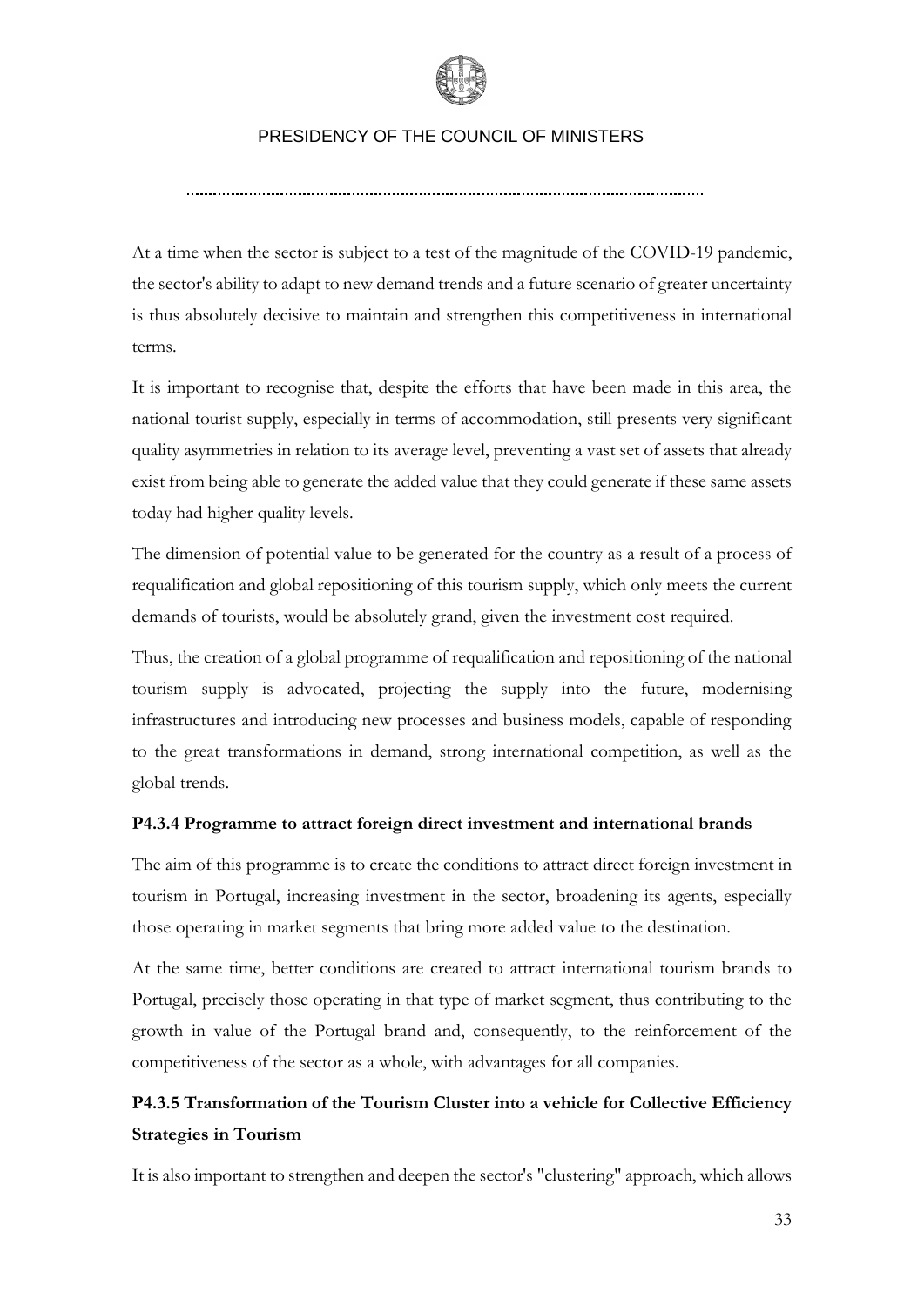At a time when the sector is subject to a test of the magnitude of the COVID-19 pandemic, the sector's ability to adapt to new demand trends and a future scenario of greater uncertainty is thus absolutely decisive to maintain and strengthen this competitiveness in international terms.

It is important to recognise that, despite the efforts that have been made in this area, the national tourist supply, especially in terms of accommodation, still presents very significant quality asymmetries in relation to its average level, preventing a vast set of assets that already exist from being able to generate the added value that they could generate if these same assets today had higher quality levels.

The dimension of potential value to be generated for the country as a result of a process of requalification and global repositioning of this tourism supply, which only meets the current demands of tourists, would be absolutely grand, given the investment cost required.

Thus, the creation of a global programme of requalification and repositioning of the national tourism supply is advocated, projecting the supply into the future, modernising infrastructures and introducing new processes and business models, capable of responding to the great transformations in demand, strong international competition, as well as the global trends.

#### P4.3.4 Programme to attract foreign direct investment and international brands

The aim of this programme is to create the conditions to attract direct foreign investment in tourism in Portugal, increasing investment in the sector, broadening its agents, especially those operating in market segments that bring more added value to the destination.

At the same time, better conditions are created to attract international tourism brands to Portugal, precisely those operating in that type of market segment, thus contributing to the growth in value of the Portugal brand and, consequently, to the reinforcement of the competitiveness of the sector as a whole, with advantages for all companies.

#### P4.3.5 Transformation of the Tourism Cluster into a vehicle for Collective Efficiency Strategies in Tourism

It is also important to strengthen and deepen the sector's "clustering" approach, which allows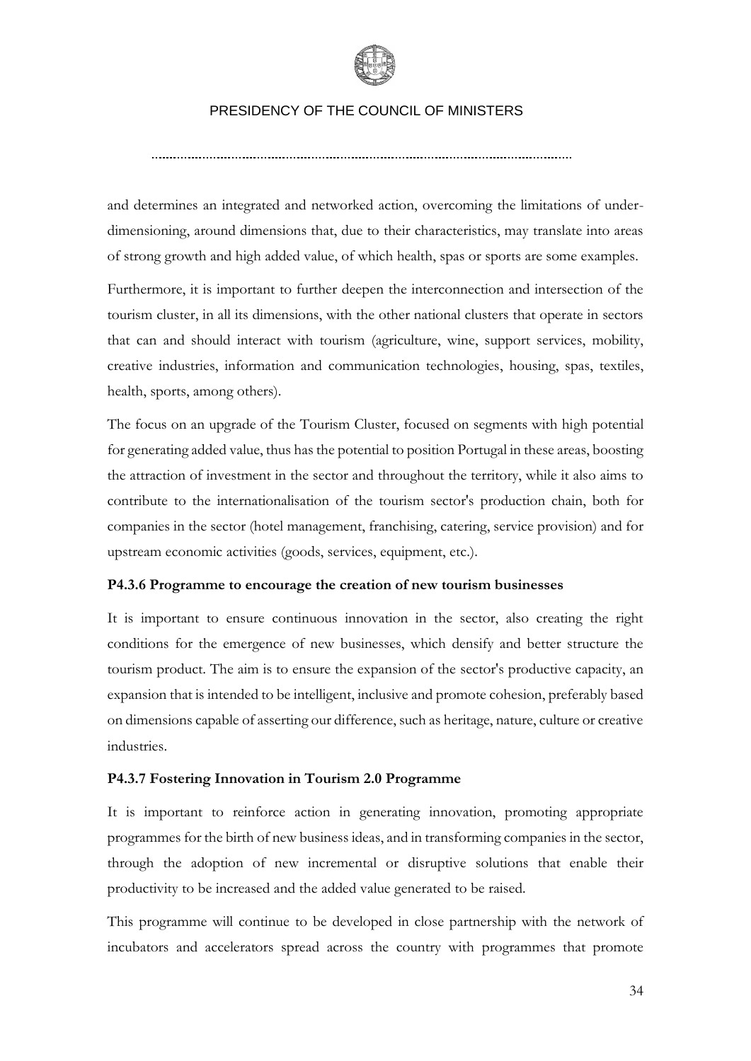and determines an integrated and networked action, overcoming the limitations of under-dimensioning, around dimensions that, due to their characteristics, may translate into areas of strong growth and high added value, of which health, spas or sports are some examples.

Furthermore, it is important to further deepen the interconnection and intersection of the tourism cluster, in all its dimensions, with the other national clusters that operate in sectors that can and should interact with tourism (agriculture, wine, support services, mobility, creative industries, information and communication technologies, housing, spas, textiles, health, sports, among others).

The focus on an upgrade of the Tourism Cluster, focused on segments with high potential for generating added value, thus has the potential to position Portugal in these areas, boosting the attraction of investment in the sector and throughout the territory, while it also aims to contribute to the internationalisation of the tourism sector's production chain, both for companies in the sector (hotel management, franchising, catering, service provision) and for upstream economic activities (goods, services, equipment, etc.).

#### P4.3.6 Programme to encourage the creation of new tourism businesses

It is important to ensure continuous innovation in the sector, also creating the right conditions for the emergence of new businesses, which densify and better structure the tourism product. The aim is to ensure the expansion of the sector's productive capacity, an expansion that is intended to be intelligent, inclusive and promote cohesion, preferably based on dimensions capable of asserting our difference, such as heritage, nature, culture or creative industries.

#### P4.3.7 Fostering Innovation in Tourism 2.0 Programme

It is important to reinforce action in generating innovation, promoting appropriate programmes for the birth of new business ideas, and in transforming companies in the sector, through the adoption of new incremental or disruptive solutions that enable their productivity to be increased and the added value generated to be raised.

This programme will continue to be developed in close partnership with the network of incubators and accelerators spread across the country with programmes that promote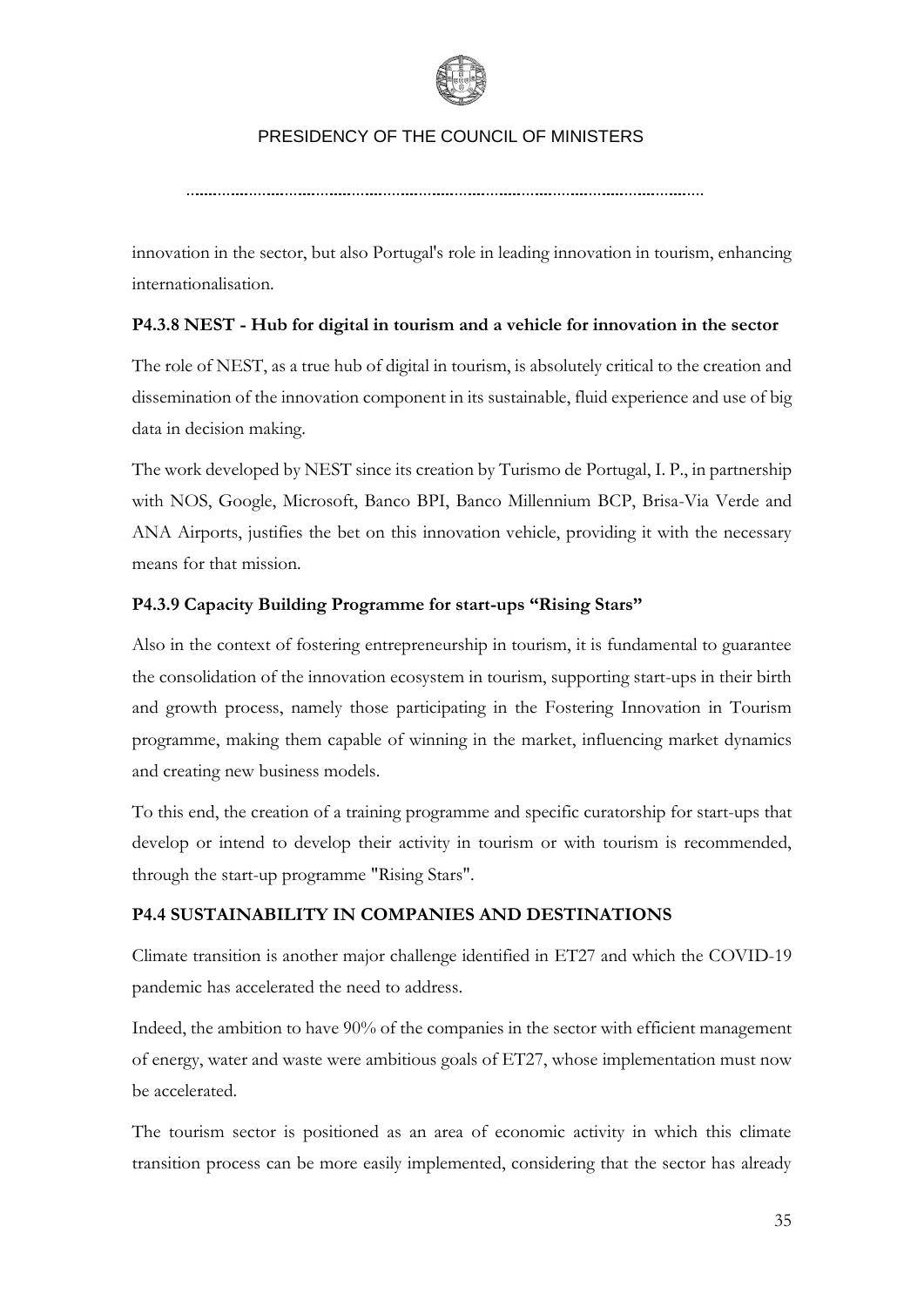innovation in the sector, but also Portugal's role in leading innovation in tourism, enhancing internationalisation.

### P4.3.8 NEST - Hub for digital in tourism and a vehicle for innovation in the sector

The role of NEST, as a true hub of digital in tourism, is absolutely critical to the creation and dissemination of the innovation component in its sustainable, fluid experience and use of big data in decision making.

The work developed by NEST since its creation by Turismo de Portugal, I. P., in partnership with NOS, Google, Microsoft, Banco BPI, Banco Millennium BCP, Brisa-Via Verde and ANA Airports, justifies the bet on this innovation vehicle, providing it with the necessary means for that mission.

### P4.3.9 Capacity Building Programme for start-ups "Rising Stars"

Also in the context of fostering entrepreneurship in tourism, it is fundamental to guarantee the consolidation of the innovation ecosystem in tourism, supporting start-ups in their birth and growth process, namely those participating in the Fostering Innovation in Tourism programme, making them capable of winning in the market, influencing market dynamics and creating new business models.

To this end, the creation of a training programme and specific curatorship for start-ups that develop or intend to develop their activity in tourism or with tourism is recommended, through the start-up programme "Rising Stars".

## P4.4 SUSTAINABILITY IN COMPANIES AND DESTINATIONS

Climate transition is another major challenge identified in ET27 and which the COVID-19 pandemic has accelerated the need to address.

Indeed, the ambition to have 90% of the companies in the sector with efficient management of energy, water and waste were ambitious goals of ET27, whose implementation must now be accelerated.

The tourism sector is positioned as an area of economic activity in which this climate transition process can be more easily implemented, considering that the sector has already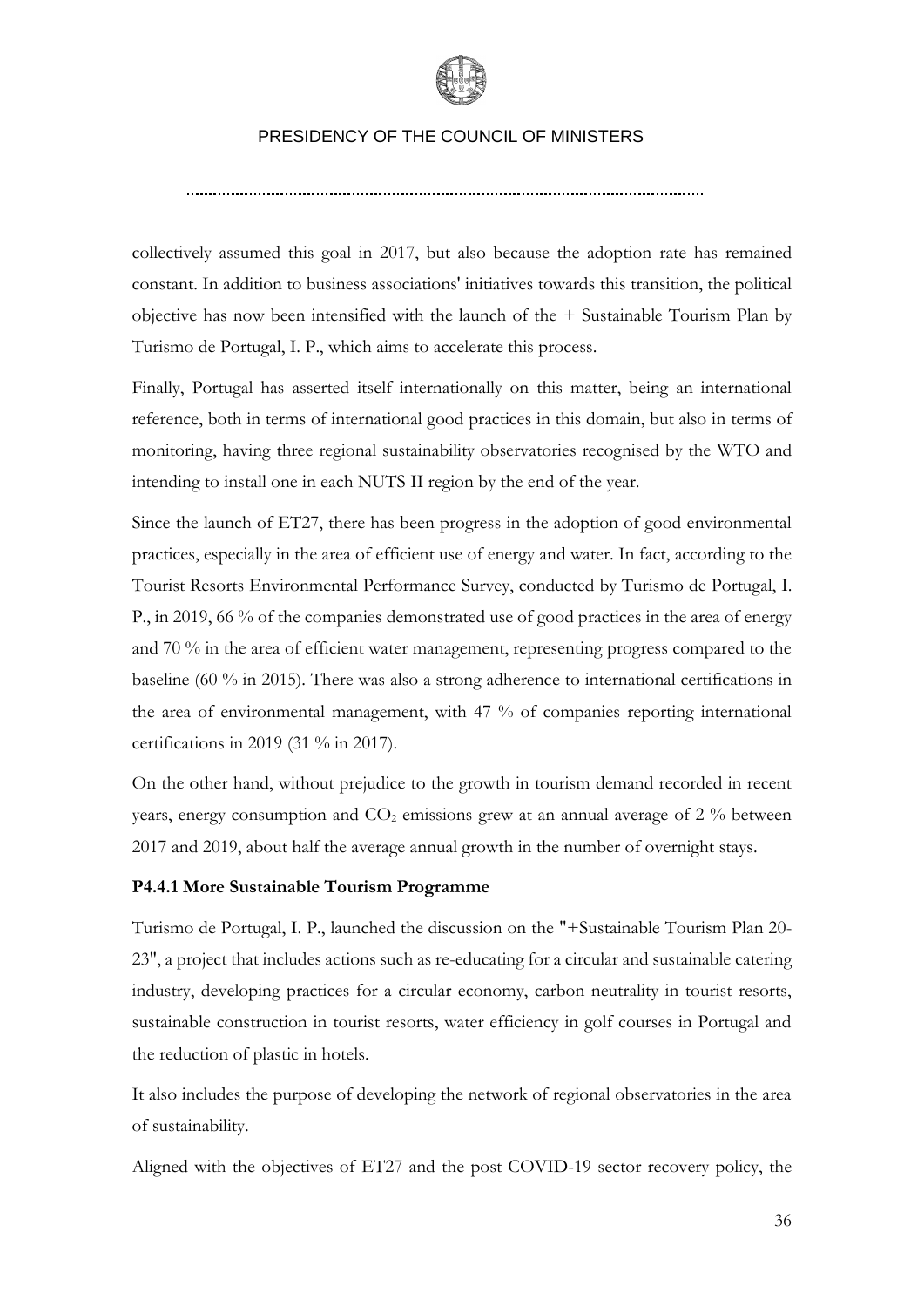collectively assumed this goal in 2017, but also because the adoption rate has remained constant. In addition to business associations' initiatives towards this transition, the political objective has now been intensified with the launch of the + Sustainable Tourism Plan by Turismo de Portugal, I. P., which aims to accelerate this process.

Finally, Portugal has asserted itself internationally on this matter, being an international reference, both in terms of international good practices in this domain, but also in terms of monitoring, having three regional sustainability observatories recognised by the WTO and intending to install one in each NUTS II region by the end of the year.

Since the launch of ET27, there has been progress in the adoption of good environmental practices, especially in the area of efficient use of energy and water. In fact, according to the Tourist Resorts Environmental Performance Survey, conducted by Turismo de Portugal, I. P., in 2019, 66 % of the companies demonstrated use of good practices in the area of energy and 70 % in the area of efficient water management, representing progress compared to the baseline (60 % in 2015). There was also a strong adherence to international certifications in the area of environmental management, with 47 % of companies reporting international certifications in 2019 (31 % in 2017).

On the other hand, without prejudice to the growth in tourism demand recorded in recent years, energy consumption and $CO_2$ emissions grew at an annual average of 2 % between 2017 and 2019, about half the average annual growth in the number of overnight stays.

**P4.4.1 More Sustainable Tourism Programme**

Turismo de Portugal, I. P., launched the discussion on the "+Sustainable Tourism Plan 20-23", a project that includes actions such as re-educating for a circular and sustainable catering industry, developing practices for a circular economy, carbon neutrality in tourist resorts, sustainable construction in tourist resorts, water efficiency in golf courses in Portugal and the reduction of plastic in hotels.

It also includes the purpose of developing the network of regional observatories in the area of sustainability.

Aligned with the objectives of ET27 and the post COVID-19 sector recovery policy, the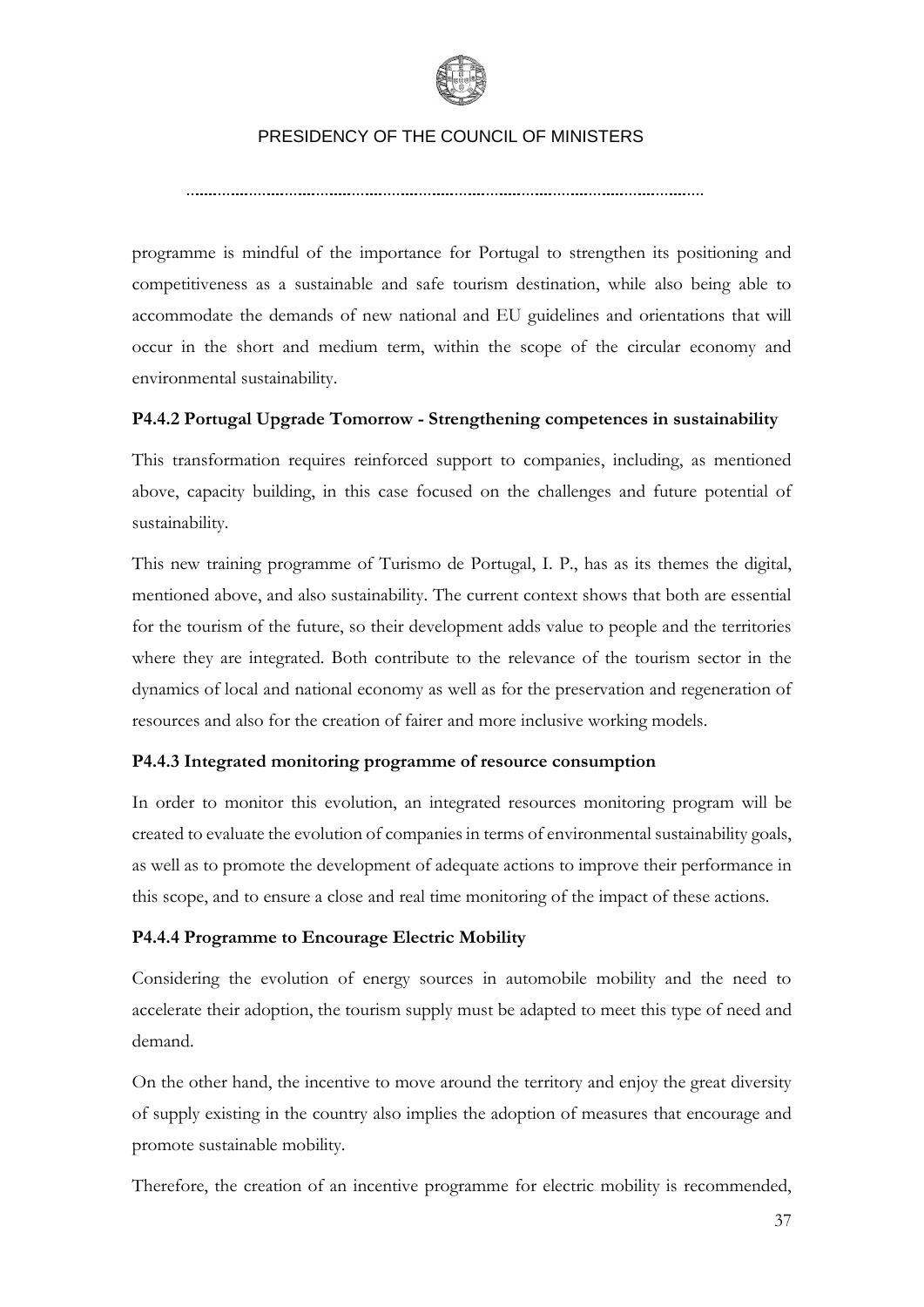programme is mindful of the importance for Portugal to strengthen its positioning and competitiveness as a sustainable and safe tourism destination, while also being able to accommodate the demands of new national and EU guidelines and orientations that will occur in the short and medium term, within the scope of the circular economy and environmental sustainability.

**P4.4.2 Portugal Upgrade Tomorrow - Strengthening competences in sustainability**

This transformation requires reinforced support to companies, including, as mentioned above, capacity building, in this case focused on the challenges and future potential of sustainability.

This new training programme of Turismo de Portugal, I. P., has as its themes the digital, mentioned above, and also sustainability. The current context shows that both are essential for the tourism of the future, so their development adds value to people and the territories where they are integrated. Both contribute to the relevance of the tourism sector in the dynamics of local and national economy as well as for the preservation and regeneration of resources and also for the creation of fairer and more inclusive working models.

**P4.4.3 Integrated monitoring programme of resource consumption**

In order to monitor this evolution, an integrated resources monitoring program will be created to evaluate the evolution of companies in terms of environmental sustainability goals, as well as to promote the development of adequate actions to improve their performance in this scope, and to ensure a close and real time monitoring of the impact of these actions.

**P4.4.4 Programme to Encourage Electric Mobility**

Considering the evolution of energy sources in automobile mobility and the need to accelerate their adoption, the tourism supply must be adapted to meet this type of need and demand.

On the other hand, the incentive to move around the territory and enjoy the great diversity of supply existing in the country also implies the adoption of measures that encourage and promote sustainable mobility.

Therefore, the creation of an incentive programme for electric mobility is recommended,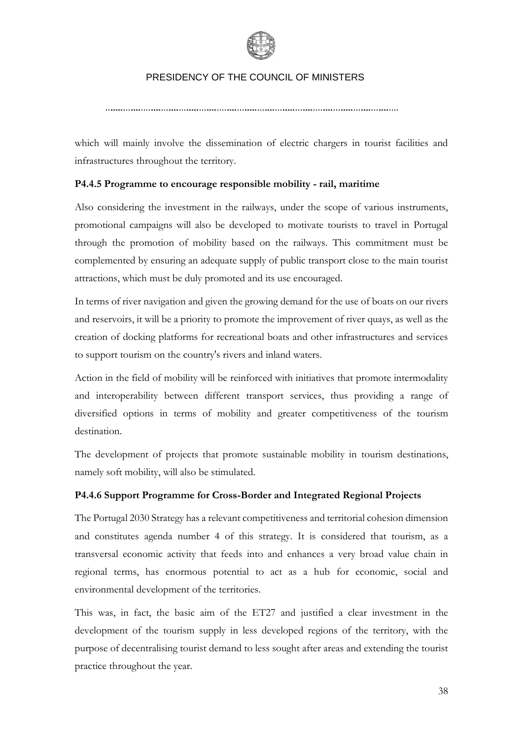which will mainly involve the dissemination of electric chargers in tourist facilities and infrastructures throughout the territory.

**P4.4.5 Programme to encourage responsible mobility - rail, maritime**

Also considering the investment in the railways, under the scope of various instruments, promotional campaigns will also be developed to motivate tourists to travel in Portugal through the promotion of mobility based on the railways. This commitment must be complemented by ensuring an adequate supply of public transport close to the main tourist attractions, which must be duly promoted and its use encouraged.

In terms of river navigation and given the growing demand for the use of boats on our rivers and reservoirs, it will be a priority to promote the improvement of river quays, as well as the creation of docking platforms for recreational boats and other infrastructures and services to support tourism on the country's rivers and inland waters.

Action in the field of mobility will be reinforced with initiatives that promote intermodality and interoperability between different transport services, thus providing a range of diversified options in terms of mobility and greater competitiveness of the tourism destination.

The development of projects that promote sustainable mobility in tourism destinations, namely soft mobility, will also be stimulated.

**P4.4.6 Support Programme for Cross-Border and Integrated Regional Projects**

The Portugal 2030 Strategy has a relevant competitiveness and territorial cohesion dimension and constitutes agenda number 4 of this strategy. It is considered that tourism, as a transversal economic activity that feeds into and enhances a very broad value chain in regional terms, has enormous potential to act as a hub for economic, social and environmental development of the territories.

This was, in fact, the basic aim of the ET27 and justified a clear investment in the development of the tourism supply in less developed regions of the territory, with the purpose of decentralising tourist demand to less sought after areas and extending the tourist practice throughout the year.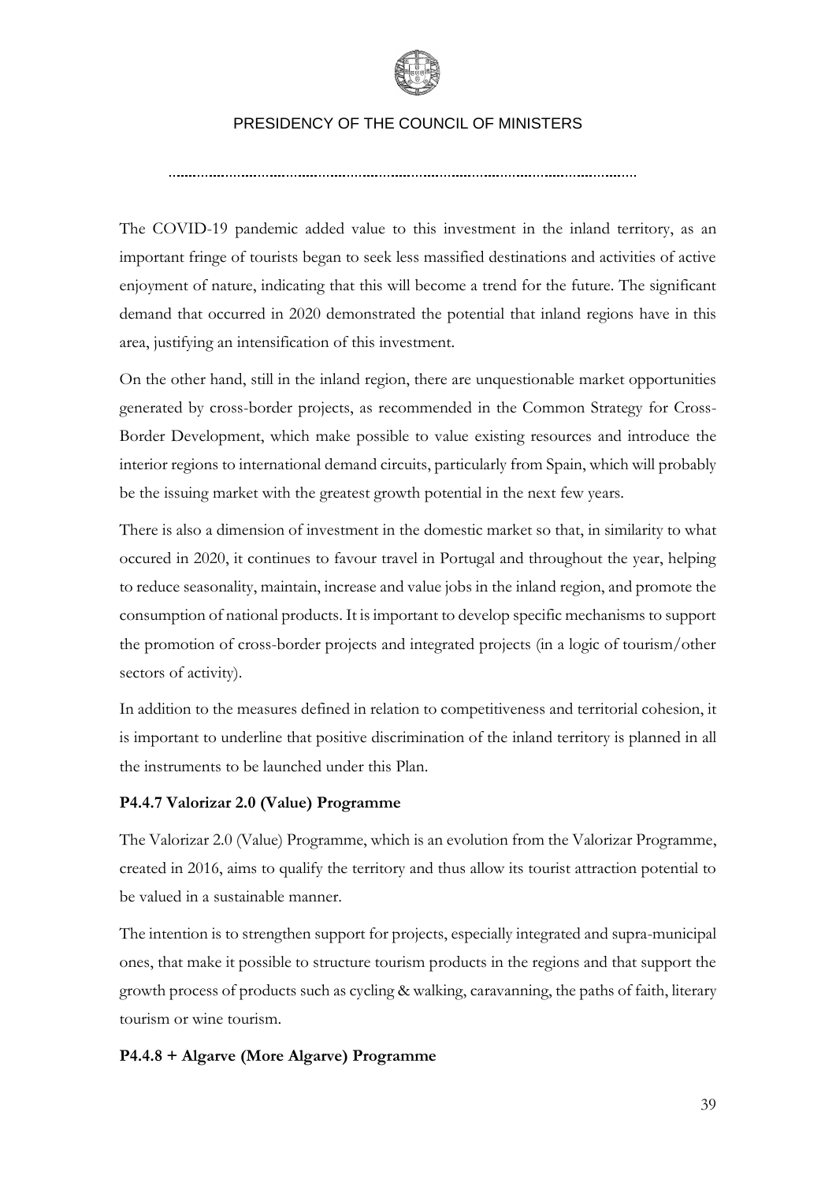The COVID-19 pandemic added value to this investment in the inland territory, as an important fringe of tourists began to seek less massified destinations and activities of active enjoyment of nature, indicating that this will become a trend for the future. The significant demand that occurred in 2020 demonstrated the potential that inland regions have in this area, justifying an intensification of this investment.

On the other hand, still in the inland region, there are unquestionable market opportunities generated by cross-border projects, as recommended in the Common Strategy for Cross-Border Development, which make possible to value existing resources and introduce the interior regions to international demand circuits, particularly from Spain, which will probably be the issuing market with the greatest growth potential in the next few years.

There is also a dimension of investment in the domestic market so that, in similarity to what occured in 2020, it continues to favour travel in Portugal and throughout the year, helping to reduce seasonality, maintain, increase and value jobs in the inland region, and promote the consumption of national products. It is important to develop specific mechanisms to support the promotion of cross-border projects and integrated projects (in a logic of tourism/other sectors of activity).

In addition to the measures defined in relation to competitiveness and territorial cohesion, it is important to underline that positive discrimination of the inland territory is planned in all the instruments to be launched under this Plan.

**P4.4.7 Valorizar 2.0 (Value) Programme**

The Valorizar 2.0 (Value) Programme, which is an evolution from the Valorizar Programme, created in 2016, aims to qualify the territory and thus allow its tourist attraction potential to be valued in a sustainable manner.

The intention is to strengthen support for projects, especially integrated and supra-municipal ones, that make it possible to structure tourism products in the regions and that support the growth process of products such as cycling & walking, caravanning, the paths of faith, literary tourism or wine tourism.

**P4.4.8 + Algarve (More Algarve) Programme**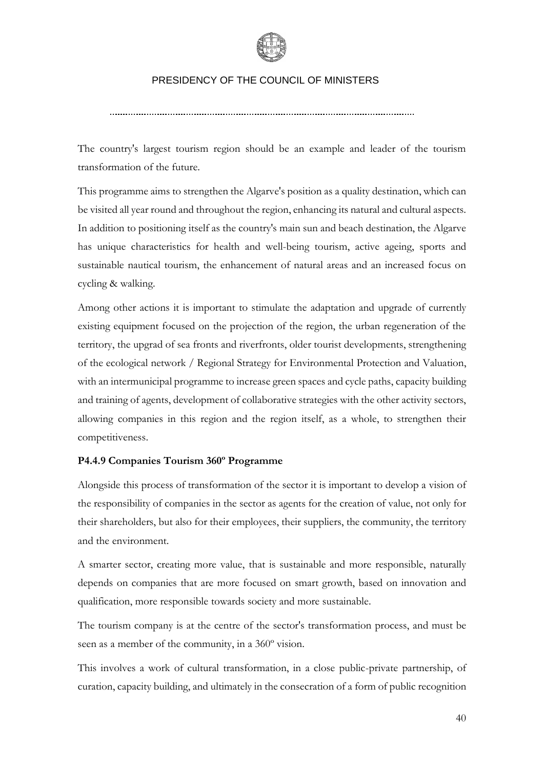The country's largest tourism region should be an example and leader of the tourism transformation of the future.

This programme aims to strengthen the Algarve's position as a quality destination, which can be visited all year round and throughout the region, enhancing its natural and cultural aspects. In addition to positioning itself as the country's main sun and beach destination, the Algarve has unique characteristics for health and well-being tourism, active ageing, sports and sustainable nautical tourism, the enhancement of natural areas and an increased focus on cycling & walking.

Among other actions it is important to stimulate the adaptation and upgrade of currently existing equipment focused on the projection of the region, the urban regeneration of the territory, the upgrad of sea fronts and riverfronts, older tourist developments, strengthening of the ecological network / Regional Strategy for Environmental Protection and Valuation, with an intermunicipal programme to increase green spaces and cycle paths, capacity building and training of agents, development of collaborative strategies with the other activity sectors, allowing companies in this region and the region itself, as a whole, to strengthen their competitiveness.

**P4.4.9 Companies Tourism 360º Programme**

Alongside this process of transformation of the sector it is important to develop a vision of the responsibility of companies in the sector as agents for the creation of value, not only for their shareholders, but also for their employees, their suppliers, the community, the territory and the environment.

A smarter sector, creating more value, that is sustainable and more responsible, naturally depends on companies that are more focused on smart growth, based on innovation and qualification, more responsible towards society and more sustainable.

The tourism company is at the centre of the sector's transformation process, and must be seen as a member of the community, in a 360º vision.

This involves a work of cultural transformation, in a close public-private partnership, of curation, capacity building, and ultimately in the consecration of a form of public recognition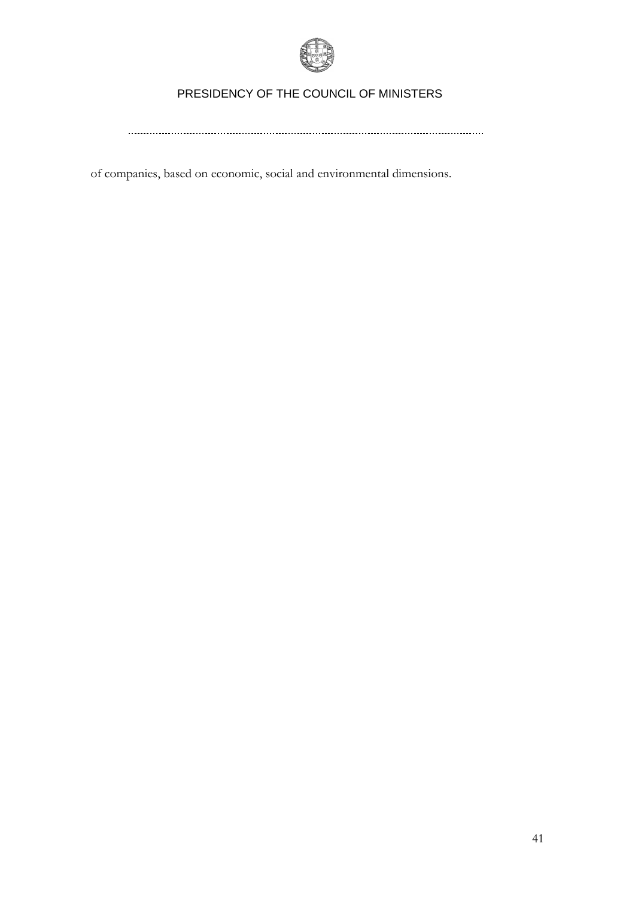of companies, based on economic, social and environmental dimensions.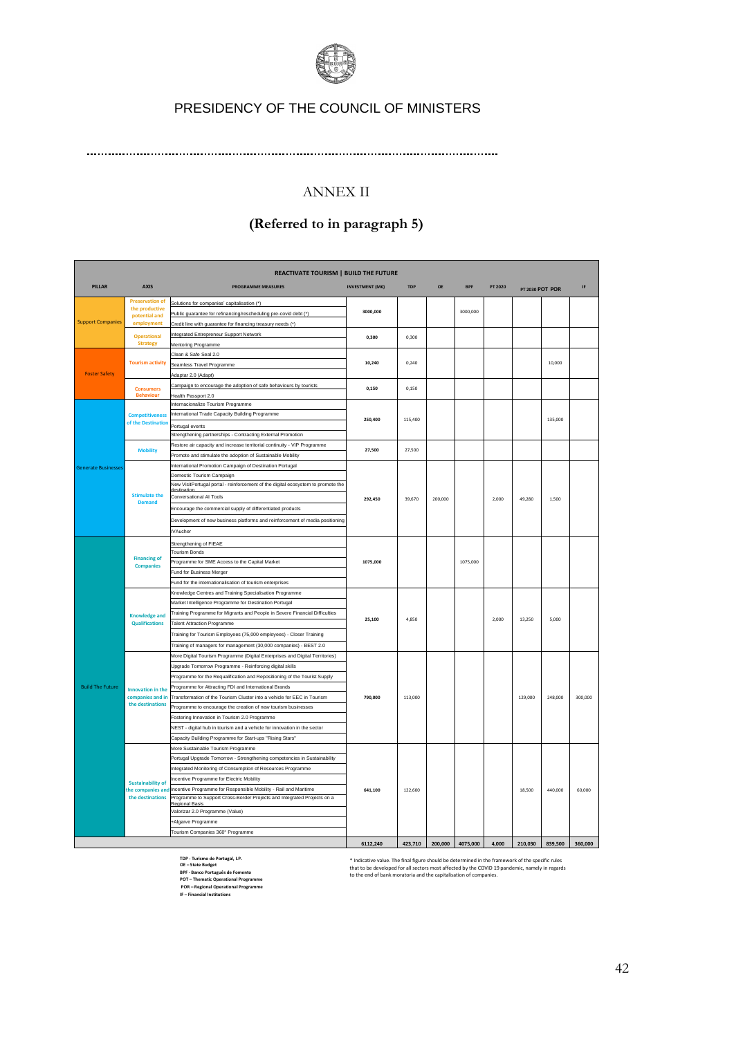PRESIDENCY OF THE COUNCIL OF MINISTERS

# ANNEX II

## (Referred to in paragraph 5)

| REACTIVATE TOURISM \| BUILD THE FUTURE | | | | | | | | | | | |
|---|---|---|---|---|---|---|---|---|---|---|---|
| PILLAR | AXIS | PROGRAMME MEASURES | INVESTMENT (M€) | TDP | OE | BPF | PT 2020 | PT 2030 POT | POR | IF |
| Support Companies | Preservation of the productive potential and employment | Solutions for companies' capitalisation (*)<br>Public guarantee for refinancing/rescheduling pre-covid debt (*)<br>Credit line with guarantee for financing treasury needs (*) | 3000,000 | | | 3000,000 | | | | |
| | Operational Strategy | Integrated Entrepreneur Support Network<br>Mentoring Programme | 0,300 | 0,300 | | | | | | |
| Foster Safety | Tourism activity | Clean & Safe Seal 2.0<br>Seamless Travel Programme<br>Adaptar 2.0 (Adapt) | 10,240 | 0,240 | | | | | 10,000 | |
| | Consumers Behaviour | Campaign to encourage the adoption of safe behaviours by tourists<br>Health Passport 2.0 | 0,150 | 0,150 | | | | | | |
| Generate Businesses | Competitiveness of the Destination | Internacionalize Tourism Programme<br>International Trade Capacity Building Programme<br>Portugal events<br>Strengthening partnerships - Contracting External Promotion | 250,400 | 115,400 | | | | | 135,000 | |
| | Mobility | Restore air capacity and increase territorial continuity - VIP Programme<br>Promote and stimulate the adoption of Sustainable Mobility | 27,500 | 27,500 | | | | | | |
| | Stimulate the Demand | International Promotion Campaign of Destination Portugal<br>Domestic Tourism Campaign<br>New VisitPortugal portal - reinforcement of the digital ecosystem to promote the destination<br>Conversational AI Tools<br>Encourage the commercial supply of differentiated products<br>Development of new business platforms and reinforcement of media positioning<br>IVAucher | 292,450 | 39,670 | 200,000 | | 2,000 | 49,280 | 1,500 | |
| Build The Future | Financing of Companies | Strengthening of FIEAE<br>Tourism Bonds<br>Programme for SME Access to the Capital Market<br>Fund for Business Merger<br>Fund for the internationalisation of tourism enterprises | 1075,000 | | | 1075,000 | | | | |
| | Knowledge and Qualifications | Knowledge Centres and Training Specialisation Programme<br>Market Intelligence Programme for Destination Portugal<br>Training Programme for Migrants and People in Severe Financial Difficulties<br>Talent Attraction Programme<br>Training for Tourism Employees (75,000 employees) - Closer Training<br>Training of managers for management (30,000 companies) - BEST 2.0 | 25,100 | 4,850 | | | 2,000 | 13,250 | 5,000 | |
| | Innovation in the companies and in the destinations | More Digital Tourism Programme (Digital Enterprises and Digital Territories)<br>Upgrade Tomorrow Programme - Reinforcing digital skills<br>Programme for the Requalification and Repositioning of the Tourist Supply<br>Programme for Attracting FDI and International Brands<br>Transformation of the Tourism Cluster into a vehicle for EEC in Tourism<br>Programme to encourage the creation of new tourism businesses<br>Fostering Innovation in Tourism 2.0 Programme<br>NEST - digital hub in tourism and a vehicle for innovation in the sector<br>Capacity Building Programme for Start-ups "Rising Stars" | 790,000 | 113,000 | | | | 129,000 | 248,000 | 300,000 |
| | Sustainability of the companies and the destinations | More Sustainable Tourism Programme<br>Portugal Upgrade Tomorrow - Strengthening competencies in Sustainability<br>Integrated Monitoring of Consumption of Resources Programme<br>Incentive Programme for Electric Mobility<br>Incentive Programme for Responsible Mobility - Rail and Maritime<br>Programme to Support Cross-Border Projects and Integrated Projects on a Regional Basis<br>Valorizar 2.0 Programme (Value)<br>+Algarve Programme<br>Tourism Companies 360° Programme | 641,100 | 122,600 | | | | 18,500 | 440,000 | 60,000 |
| | | | 6112,240 | 423,710 | 200,000 | 4075,000 | 4,000 | 210,030 | 839,500 | 360,000 |

**TDP - Turismo de Portugal, I.P.**
**OE – State Budget**
**BPF - Banco Português de Fomento**
**POT – Thematic Operational Programme**
**POR – Regional Operational Programme**
**IF – Financial Institutions**

\* Indicative value. The final figure should be determined in the framework of the specific rules that to be developed for all sectors most affected by the COVID 19 pandemic, namely in regards to the end of bank moratoria and the capitalisation of companies.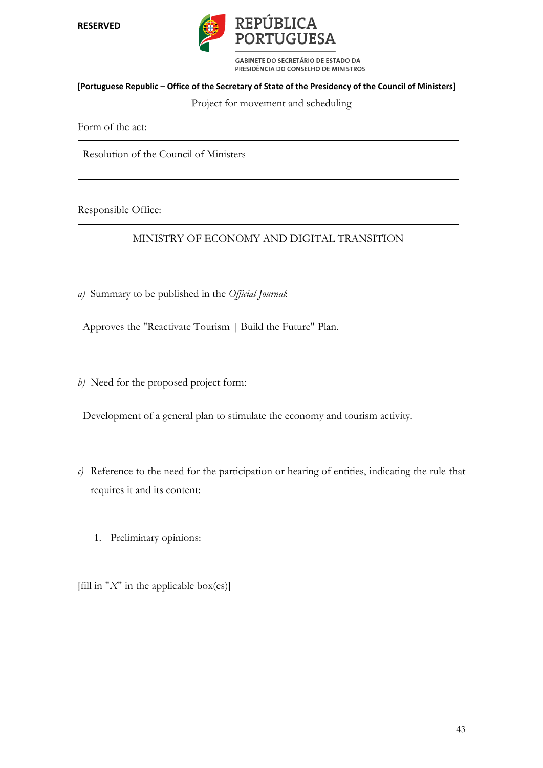RESERVED

REPÚBLICA PORTUGUESA

GABINETE DO SECRETÁRIO DE ESTADO DA PRESIDÊNCIA DO CONSELHO DE MINISTROS

**[Portuguese Republic – Office of the Secretary of State of the Presidency of the Council of Ministers]**

<u>Project for movement and scheduling</u>

Form of the act:

| Resolution of the Council of Ministers |
|---|

Responsible Office:

| MINISTRY OF ECONOMY AND DIGITAL TRANSITION |
|---|

*a)* Summary to be published in the *Official Journal*:

| Approves the "Reactivate Tourism \| Build the Future" Plan. |
|---|

*b)* Need for the proposed project form:

| Development of a general plan to stimulate the economy and tourism activity. |
|---|

*c)* Reference to the need for the participation or hearing of entities, indicating the rule that requires it and its content:

1. Preliminary opinions:

[fill in "X" in the applicable box(es)]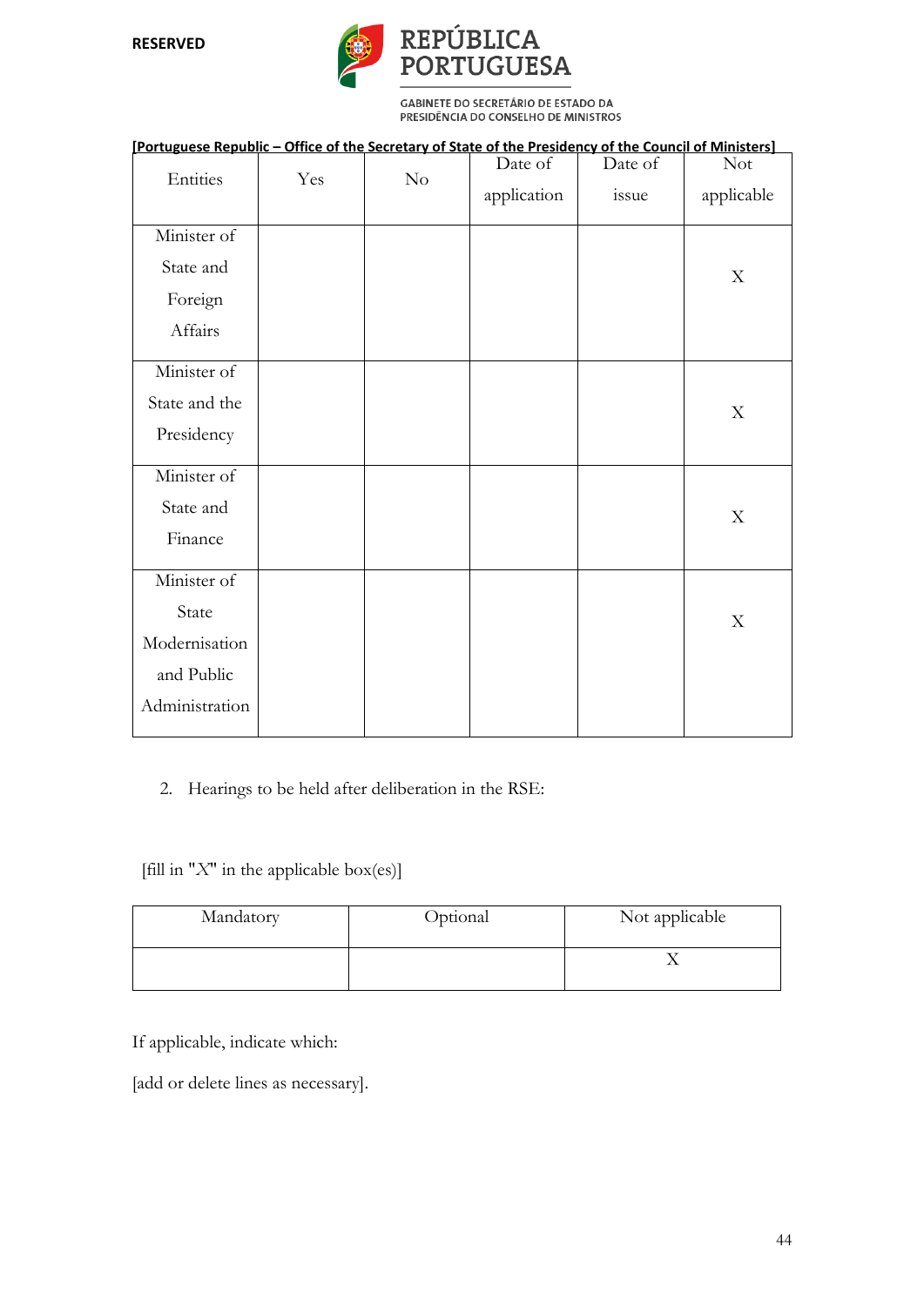**RESERVED**

REPÚBLICA PORTUGUESA

GABINETE DO SECRETÁRIO DE ESTADO DA PRESIDÊNCIA DO CONSELHO DE MINISTROS

**[Portuguese Republic – Office of the Secretary of State of the Presidency of the Council of Ministers]**

| Entities | Yes | No | Date of application | Date of issue | Not applicable |
|---|---|---|---|---|---|
| Minister of State and Foreign Affairs | | | | | X |
| Minister of State and the Presidency | | | | | X |
| Minister of State and Finance | | | | | X |
| Minister of State Modernisation and Public Administration | | | | | X |

2. Hearings to be held after deliberation in the RSE:

[fill in "X" in the applicable box(es)]

| Mandatory | Optional | Not applicable |
|---|---|---|
| | | X |

If applicable, indicate which:

[add or delete lines as necessary].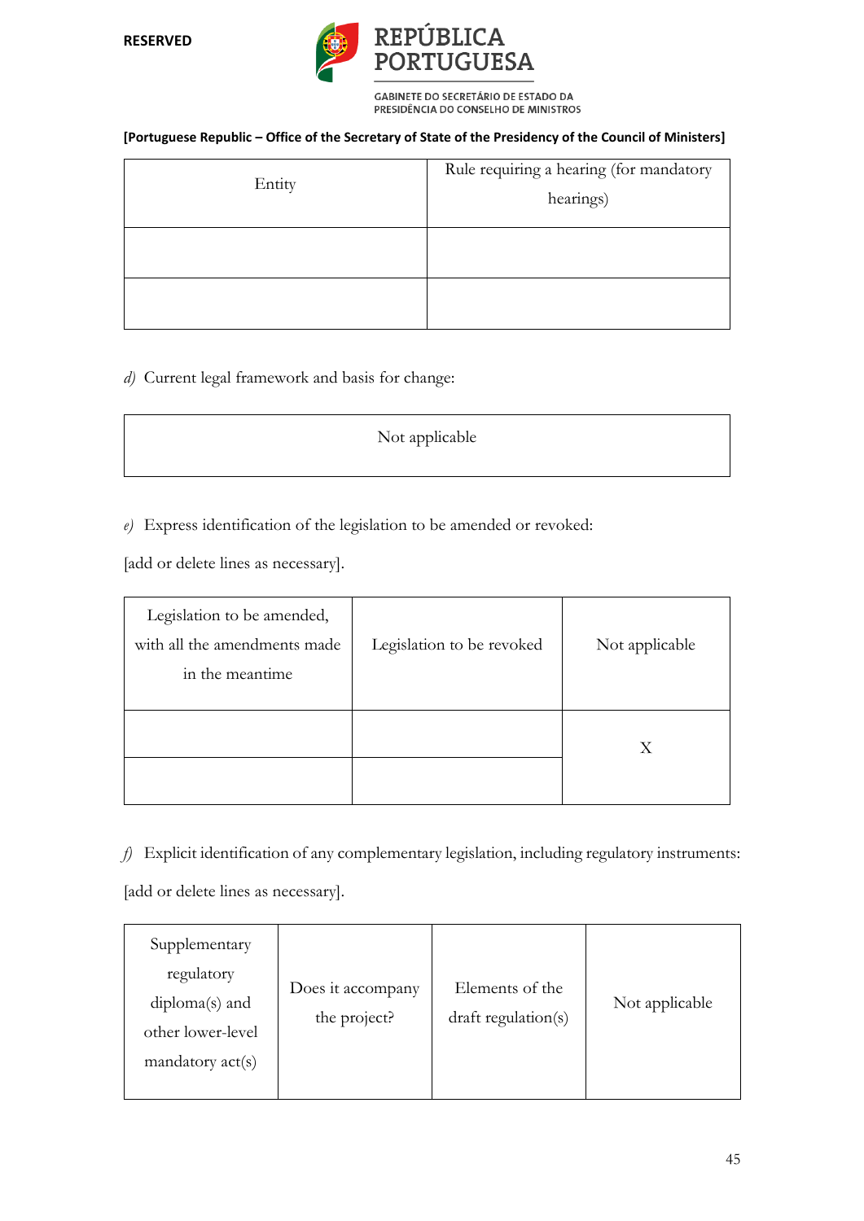**RESERVED**

REPÚBLICA PORTUGUESA

GABINETE DO SECRETÁRIO DE ESTADO DA PRESIDÊNCIA DO CONSELHO DE MINISTROS

**[Portuguese Republic – Office of the Secretary of State of the Presidency of the Council of Ministers]**

| Entity | Rule requiring a hearing (for mandatory hearings) |
|---|---|
| | |
| | |

*d)* Current legal framework and basis for change:

| Not applicable |
|---|

*e)* Express identification of the legislation to be amended or revoked:

[add or delete lines as necessary].

| Legislation to be amended, with all the amendments made in the meantime | Legislation to be revoked | Not applicable |
|---|---|---|
| | | X |
| | | |

*f)* Explicit identification of any complementary legislation, including regulatory instruments:

[add or delete lines as necessary].

| Supplementary regulatory diploma(s) and other lower-level mandatory act(s) | Does it accompany the project? | Elements of the draft regulation(s) | Not applicable |
|---|---|---|---|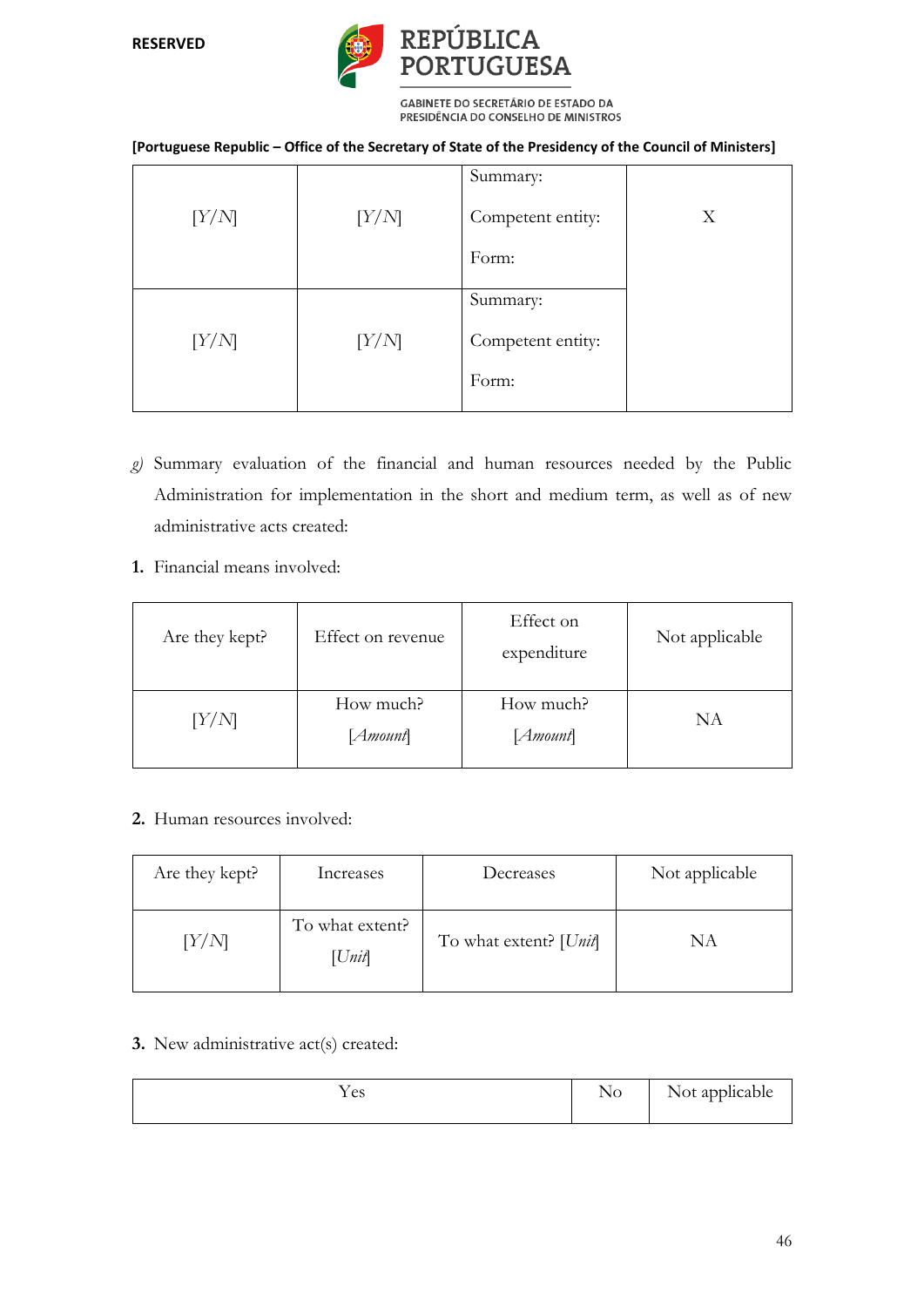RESERVED

REPÚBLICA PORTUGUESA

GABINETE DO SECRETÁRIO DE ESTADO DA PRESIDÊNCIA DO CONSELHO DE MINISTROS

**[Portuguese Republic – Office of the Secretary of State of the Presidency of the Council of Ministers]**

| | | | |
|---|---|---|---|
| [Y/N] | [Y/N] | Summary: Competent entity: Form: | X |
| [Y/N] | [Y/N] | Summary: Competent entity: Form: | |

*g)* Summary evaluation of the financial and human resources needed by the Public Administration for implementation in the short and medium term, as well as of new administrative acts created:

**1.** Financial means involved:

| Are they kept? | Effect on revenue | Effect on expenditure | Not applicable |
|---|---|---|---|
| [Y/N] | How much? [*Amount*] | How much? [*Amount*] | NA |

**2.** Human resources involved:

| Are they kept? | Increases | Decreases | Not applicable |
|---|---|---|---|
| [Y/N] | To what extent? [*Unit*] | To what extent? [*Unit*] | NA |

**3.** New administrative act(s) created:

| Yes | No | Not applicable |
|---|---|---|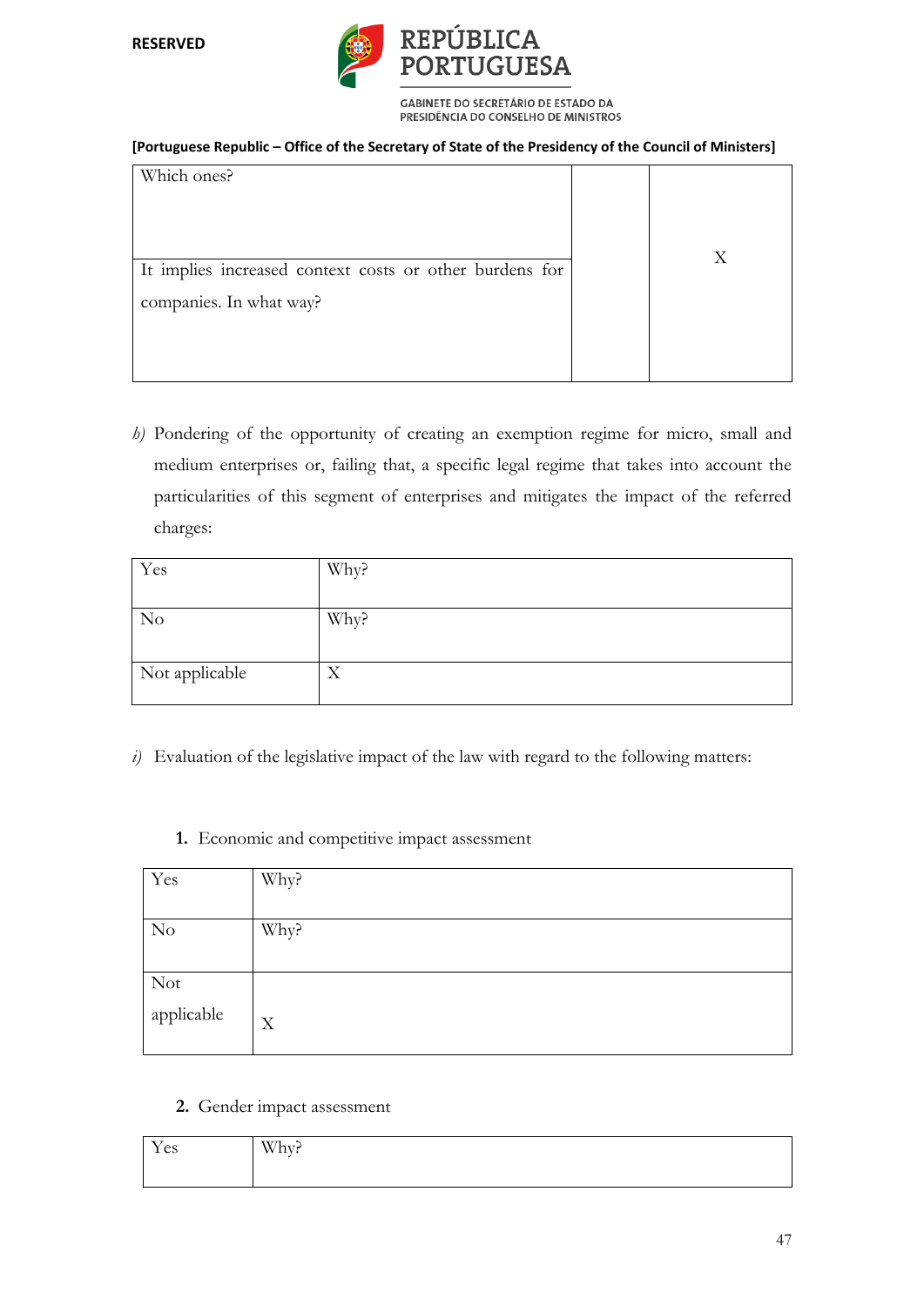RESERVED

**REPÚBLICA PORTUGUESA**

GABINETE DO SECRETÁRIO DE ESTADO DA PRESIDÊNCIA DO CONSELHO DE MINISTROS

**[Portuguese Republic – Office of the Secretary of State of the Presidency of the Council of Ministers]**

| | | |
|---|---|---|
| Which ones? | | |
| It implies increased context costs or other burdens for companies. In what way? | | X |

*h)* Pondering of the opportunity of creating an exemption regime for micro, small and medium enterprises or, failing that, a specific legal regime that takes into account the particularities of this segment of enterprises and mitigates the impact of the referred charges:

| | |
|---|---|
| Yes | Why? |
| No | Why? |
| Not applicable | X |

*i)* Evaluation of the legislative impact of the law with regard to the following matters:

**1.** Economic and competitive impact assessment

| | |
|---|---|
| Yes | Why? |
| No | Why? |
| Not applicable | X |

**2.** Gender impact assessment

| | |
|---|---|
| Yes | Why? |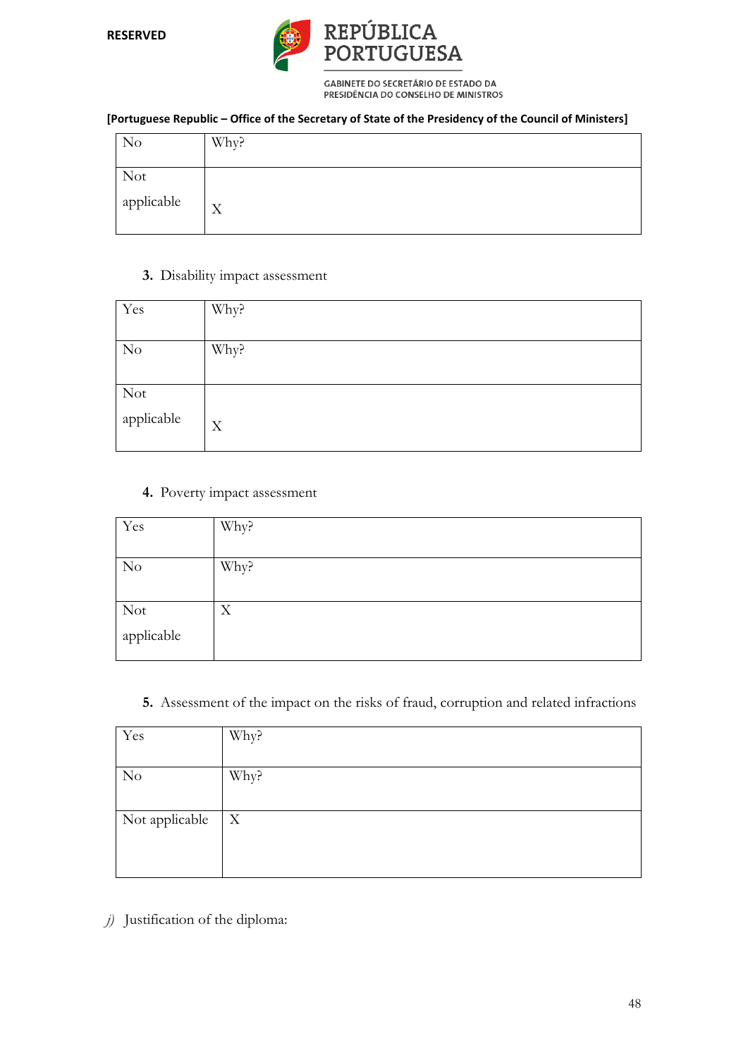RESERVED

REPÚBLICA PORTUGUESA

GABINETE DO SECRETÁRIO DE ESTADO DA PRESIDÊNCIA DO CONSELHO DE MINISTROS

**[Portuguese Republic – Office of the Secretary of State of the Presidency of the Council of Ministers]**

| | |
|---|---|
| No | Why? |
| Not applicable | X |

3. Disability impact assessment

| | |
|---|---|
| Yes | Why? |
| No | Why? |
| Not applicable | X |

4. Poverty impact assessment

| | |
|---|---|
| Yes | Why? |
| No | Why? |
| Not applicable | X |

5. Assessment of the impact on the risks of fraud, corruption and related infractions

| | |
|---|---|
| Yes | Why? |
| No | Why? |
| Not applicable | X |

*j)* Justification of the diploma: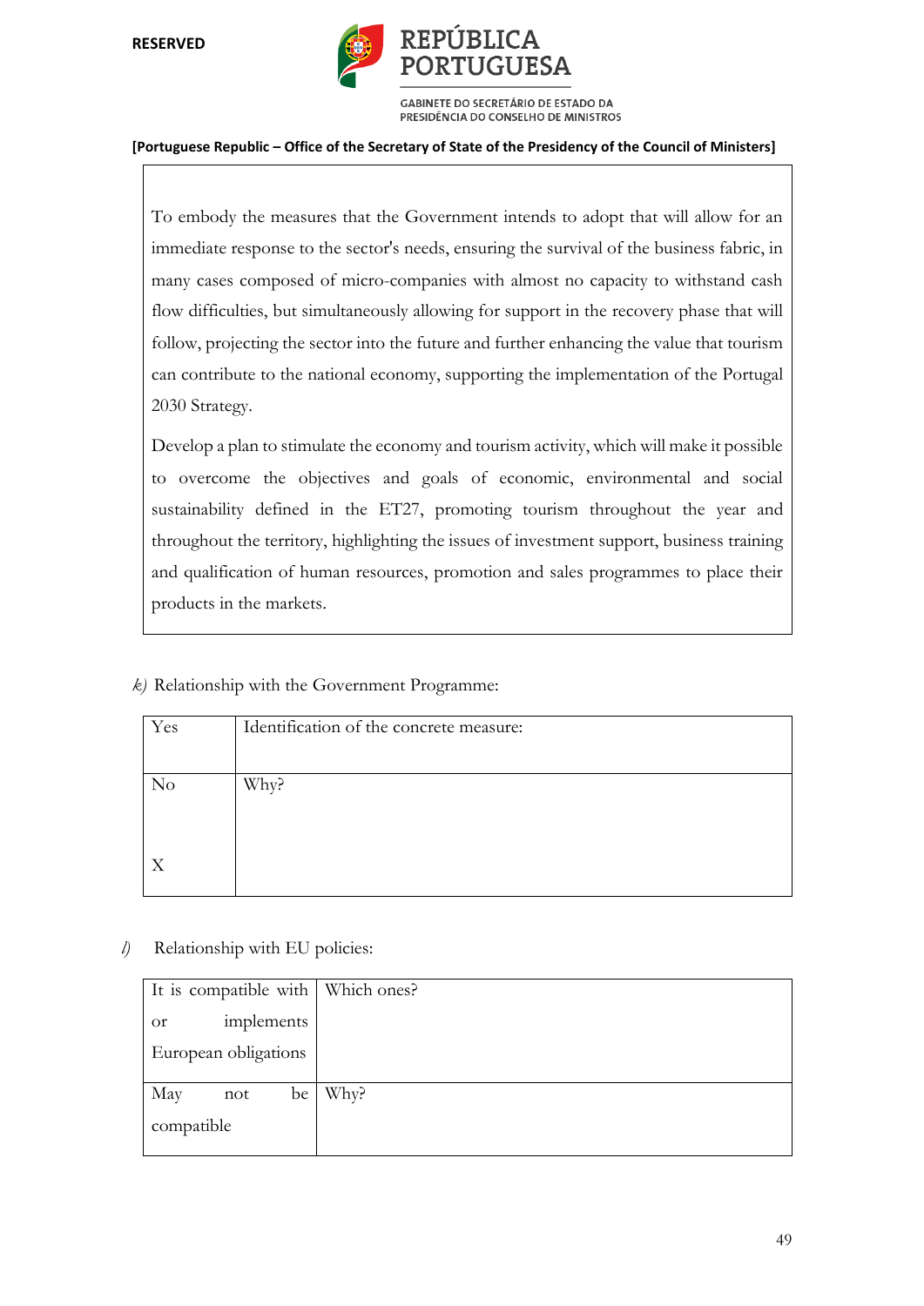RESERVED

REPÚBLICA PORTUGUESA

GABINETE DO SECRETÁRIO DE ESTADO DA PRESIDÊNCIA DO CONSELHO DE MINISTROS

**[Portuguese Republic – Office of the Secretary of State of the Presidency of the Council of Ministers]**

> To embody the measures that the Government intends to adopt that will allow for an immediate response to the sector's needs, ensuring the survival of the business fabric, in many cases composed of micro-companies with almost no capacity to withstand cash flow difficulties, but simultaneously allowing for support in the recovery phase that will follow, projecting the sector into the future and further enhancing the value that tourism can contribute to the national economy, supporting the implementation of the Portugal 2030 Strategy.
>
> Develop a plan to stimulate the economy and tourism activity, which will make it possible to overcome the objectives and goals of economic, environmental and social sustainability defined in the ET27, promoting tourism throughout the year and throughout the territory, highlighting the issues of investment support, business training and qualification of human resources, promotion and sales programmes to place their products in the markets.

*k)* Relationship with the Government Programme:

| | |
|---|---|
| Yes | Identification of the concrete measure: |
| No<br><br>X | Why? |

*l)* Relationship with EU policies:

| | |
|---|---|
| It is compatible with or implements European obligations | Which ones? |
| May not be compatible | Why? |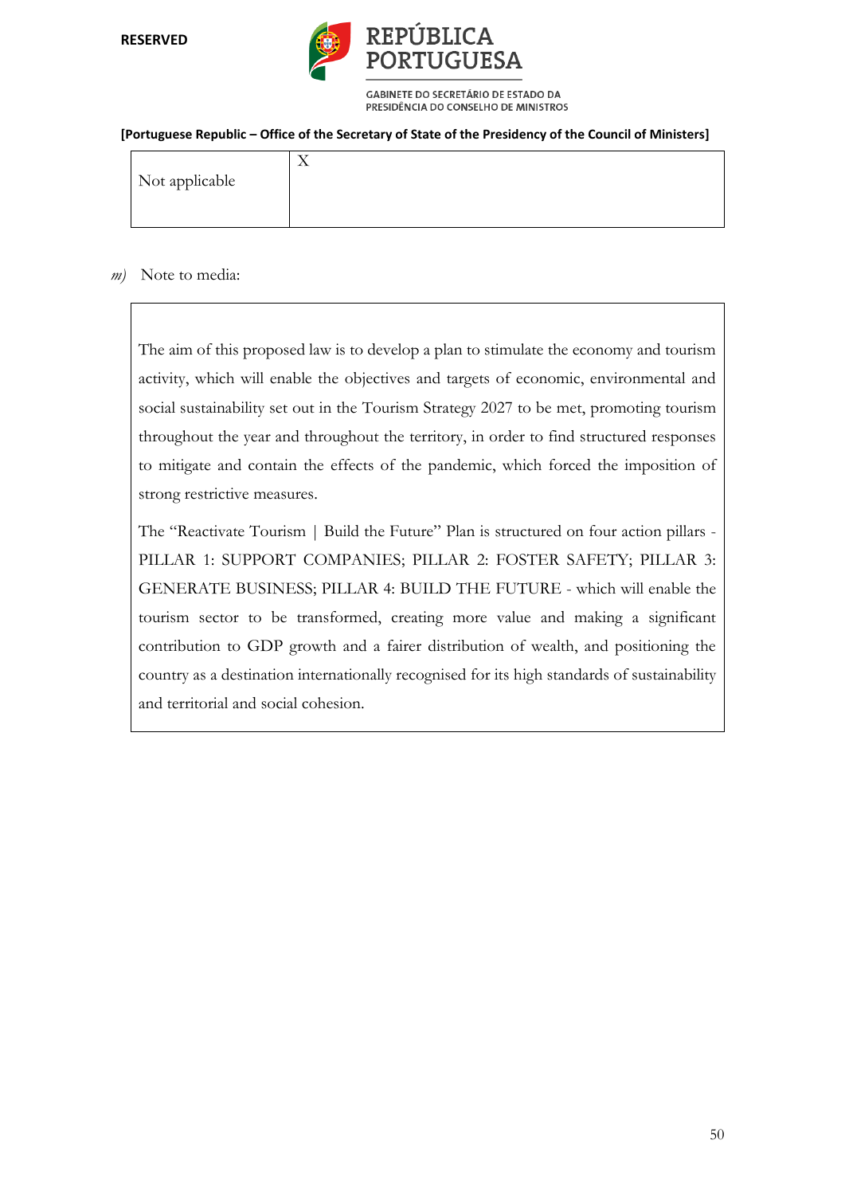RESERVED

REPÚBLICA PORTUGUESA

GABINETE DO SECRETÁRIO DE ESTADO DA PRESIDÊNCIA DO CONSELHO DE MINISTROS

**[Portuguese Republic – Office of the Secretary of State of the Presidency of the Council of Ministers]**

| | |
|---|---|
| Not applicable | X |

*m)* Note to media:

> The aim of this proposed law is to develop a plan to stimulate the economy and tourism activity, which will enable the objectives and targets of economic, environmental and social sustainability set out in the Tourism Strategy 2027 to be met, promoting tourism throughout the year and throughout the territory, in order to find structured responses to mitigate and contain the effects of the pandemic, which forced the imposition of strong restrictive measures.
>
> The "Reactivate Tourism | Build the Future" Plan is structured on four action pillars - PILLAR 1: SUPPORT COMPANIES; PILLAR 2: FOSTER SAFETY; PILLAR 3: GENERATE BUSINESS; PILLAR 4: BUILD THE FUTURE - which will enable the tourism sector to be transformed, creating more value and making a significant contribution to GDP growth and a fairer distribution of wealth, and positioning the country as a destination internationally recognised for its high standards of sustainability and territorial and social cohesion.